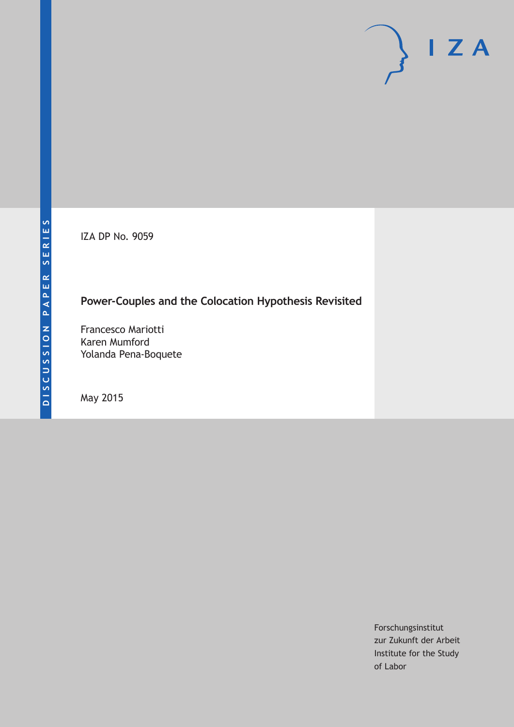DISCUSSION PAPER SERIES

IZA DP No. 9059

# Power-Couples and the Colocation Hypothesis Revisited

Francesco Mariotti
Karen Mumford
Yolanda Pena-Boquete

May 2015

Forschungsinstitut
zur Zukunft der Arbeit
Institute for the Study
of Labor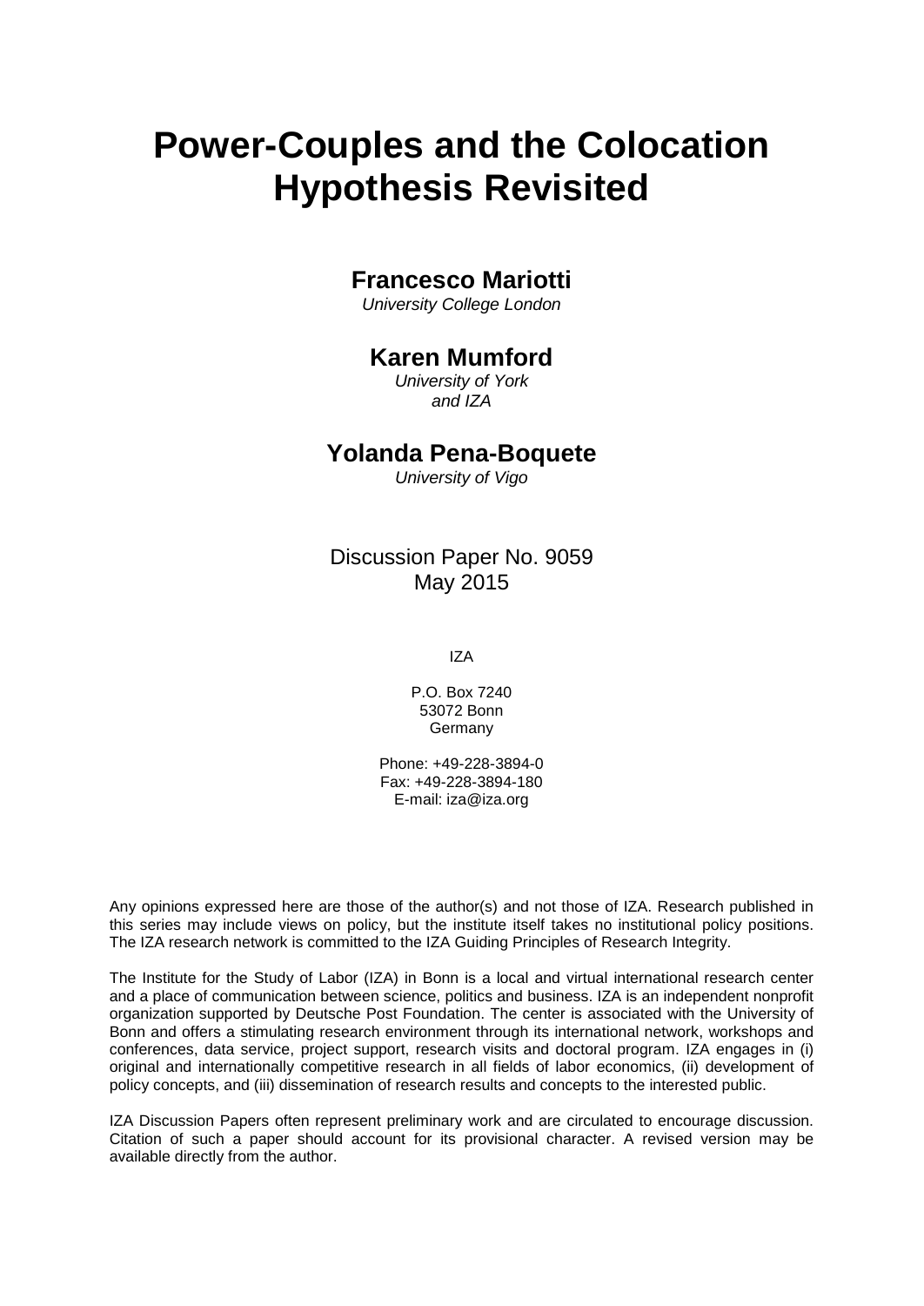# Power-Couples and the Colocation Hypothesis Revisited

## Francesco Mariotti

*University College London*

## Karen Mumford

*University of York*
*and IZA*

## Yolanda Pena-Boquete

*University of Vigo*

Discussion Paper No. 9059
May 2015

IZA

P.O. Box 7240
53072 Bonn
Germany

Phone: +49-228-3894-0
Fax: +49-228-3894-180
E-mail: iza@iza.org

Any opinions expressed here are those of the author(s) and not those of IZA. Research published in this series may include views on policy, but the institute itself takes no institutional policy positions. The IZA research network is committed to the IZA Guiding Principles of Research Integrity.

The Institute for the Study of Labor (IZA) in Bonn is a local and virtual international research center and a place of communication between science, politics and business. IZA is an independent nonprofit organization supported by Deutsche Post Foundation. The center is associated with the University of Bonn and offers a stimulating research environment through its international network, workshops and conferences, data service, project support, research visits and doctoral program. IZA engages in (i) original and internationally competitive research in all fields of labor economics, (ii) development of policy concepts, and (iii) dissemination of research results and concepts to the interested public.

IZA Discussion Papers often represent preliminary work and are circulated to encourage discussion. Citation of such a paper should account for its provisional character. A revised version may be available directly from the author.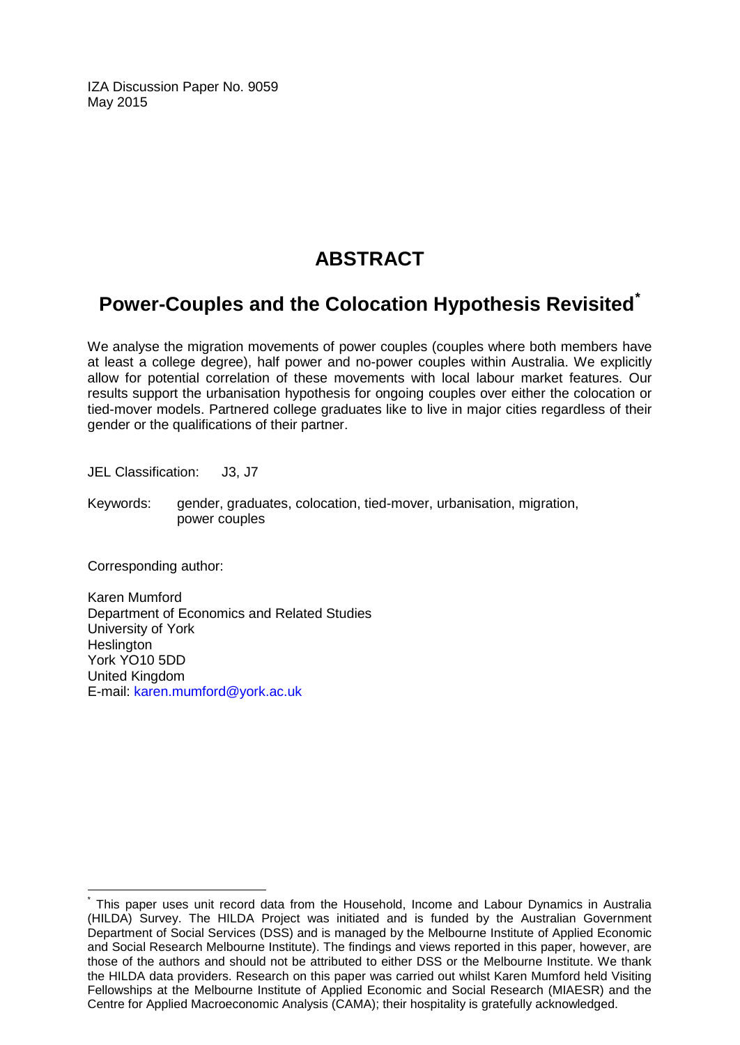IZA Discussion Paper No. 9059
May 2015

# ABSTRACT

## Power-Couples and the Colocation Hypothesis Revisited*

We analyse the migration movements of power couples (couples where both members have at least a college degree), half power and no-power couples within Australia. We explicitly allow for potential correlation of these movements with local labour market features. Our results support the urbanisation hypothesis for ongoing couples over either the colocation or tied-mover models. Partnered college graduates like to live in major cities regardless of their gender or the qualifications of their partner.

JEL Classification: J3, J7

Keywords: gender, graduates, colocation, tied-mover, urbanisation, migration, power couples

Corresponding author:

Karen Mumford
Department of Economics and Related Studies
University of York
Heslington
York YO10 5DD
United Kingdom
E-mail: karen.mumford@york.ac.uk

---

* This paper uses unit record data from the Household, Income and Labour Dynamics in Australia (HILDA) Survey. The HILDA Project was initiated and is funded by the Australian Government Department of Social Services (DSS) and is managed by the Melbourne Institute of Applied Economic and Social Research Melbourne Institute). The findings and views reported in this paper, however, are those of the authors and should not be attributed to either DSS or the Melbourne Institute. We thank the HILDA data providers. Research on this paper was carried out whilst Karen Mumford held Visiting Fellowships at the Melbourne Institute of Applied Economic and Social Research (MIAESR) and the Centre for Applied Macroeconomic Analysis (CAMA); their hospitality is gratefully acknowledged.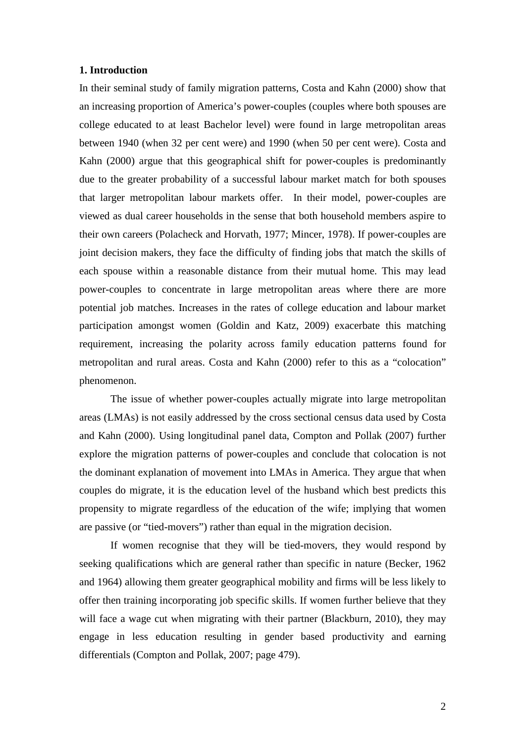## 1. Introduction

In their seminal study of family migration patterns, Costa and Kahn (2000) show that an increasing proportion of America's power-couples (couples where both spouses are college educated to at least Bachelor level) were found in large metropolitan areas between 1940 (when 32 per cent were) and 1990 (when 50 per cent were). Costa and Kahn (2000) argue that this geographical shift for power-couples is predominantly due to the greater probability of a successful labour market match for both spouses that larger metropolitan labour markets offer. In their model, power-couples are viewed as dual career households in the sense that both household members aspire to their own careers (Polacheck and Horvath, 1977; Mincer, 1978). If power-couples are joint decision makers, they face the difficulty of finding jobs that match the skills of each spouse within a reasonable distance from their mutual home. This may lead power-couples to concentrate in large metropolitan areas where there are more potential job matches. Increases in the rates of college education and labour market participation amongst women (Goldin and Katz, 2009) exacerbate this matching requirement, increasing the polarity across family education patterns found for metropolitan and rural areas. Costa and Kahn (2000) refer to this as a "colocation" phenomenon.

The issue of whether power-couples actually migrate into large metropolitan areas (LMAs) is not easily addressed by the cross sectional census data used by Costa and Kahn (2000). Using longitudinal panel data, Compton and Pollak (2007) further explore the migration patterns of power-couples and conclude that colocation is not the dominant explanation of movement into LMAs in America. They argue that when couples do migrate, it is the education level of the husband which best predicts this propensity to migrate regardless of the education of the wife; implying that women are passive (or "tied-movers") rather than equal in the migration decision.

If women recognise that they will be tied-movers, they would respond by seeking qualifications which are general rather than specific in nature (Becker, 1962 and 1964) allowing them greater geographical mobility and firms will be less likely to offer then training incorporating job specific skills. If women further believe that they will face a wage cut when migrating with their partner (Blackburn, 2010), they may engage in less education resulting in gender based productivity and earning differentials (Compton and Pollak, 2007; page 479).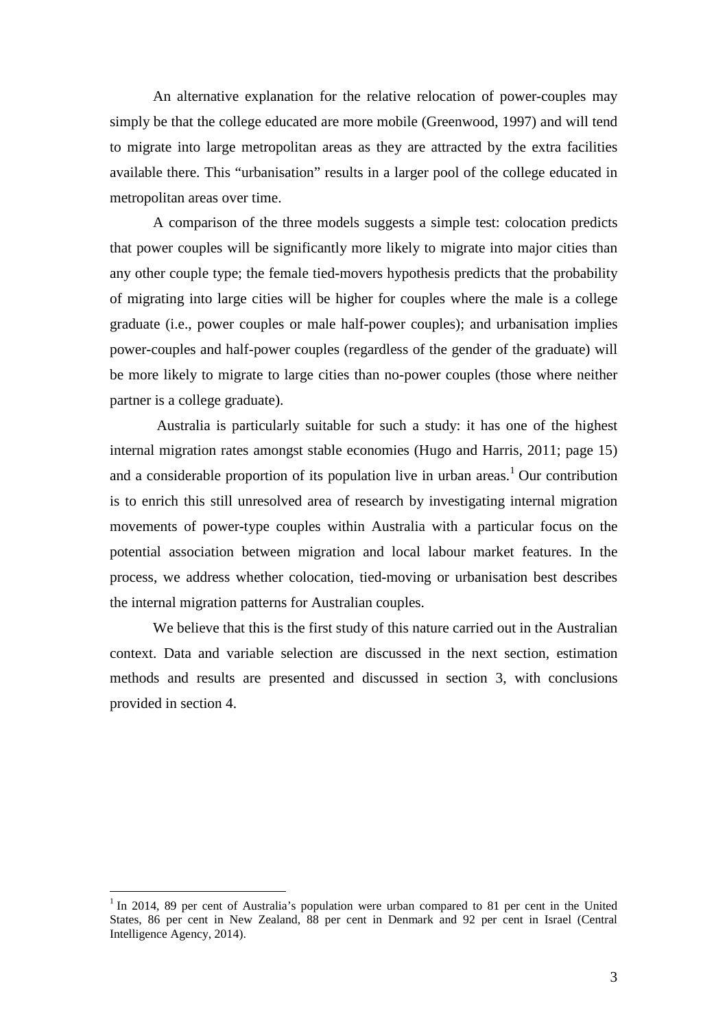An alternative explanation for the relative relocation of power-couples may simply be that the college educated are more mobile (Greenwood, 1997) and will tend to migrate into large metropolitan areas as they are attracted by the extra facilities available there. This "urbanisation" results in a larger pool of the college educated in metropolitan areas over time.

A comparison of the three models suggests a simple test: colocation predicts that power couples will be significantly more likely to migrate into major cities than any other couple type; the female tied-movers hypothesis predicts that the probability of migrating into large cities will be higher for couples where the male is a college graduate (i.e., power couples or male half-power couples); and urbanisation implies power-couples and half-power couples (regardless of the gender of the graduate) will be more likely to migrate to large cities than no-power couples (those where neither partner is a college graduate).

Australia is particularly suitable for such a study: it has one of the highest internal migration rates amongst stable economies (Hugo and Harris, 2011; page 15) and a considerable proportion of its population live in urban areas.[1] Our contribution is to enrich this still unresolved area of research by investigating internal migration movements of power-type couples within Australia with a particular focus on the potential association between migration and local labour market features. In the process, we address whether colocation, tied-moving or urbanisation best describes the internal migration patterns for Australian couples.

We believe that this is the first study of this nature carried out in the Australian context. Data and variable selection are discussed in the next section, estimation methods and results are presented and discussed in section 3, with conclusions provided in section 4.

[1] In 2014, 89 per cent of Australia's population were urban compared to 81 per cent in the United States, 86 per cent in New Zealand, 88 per cent in Denmark and 92 per cent in Israel (Central Intelligence Agency, 2014).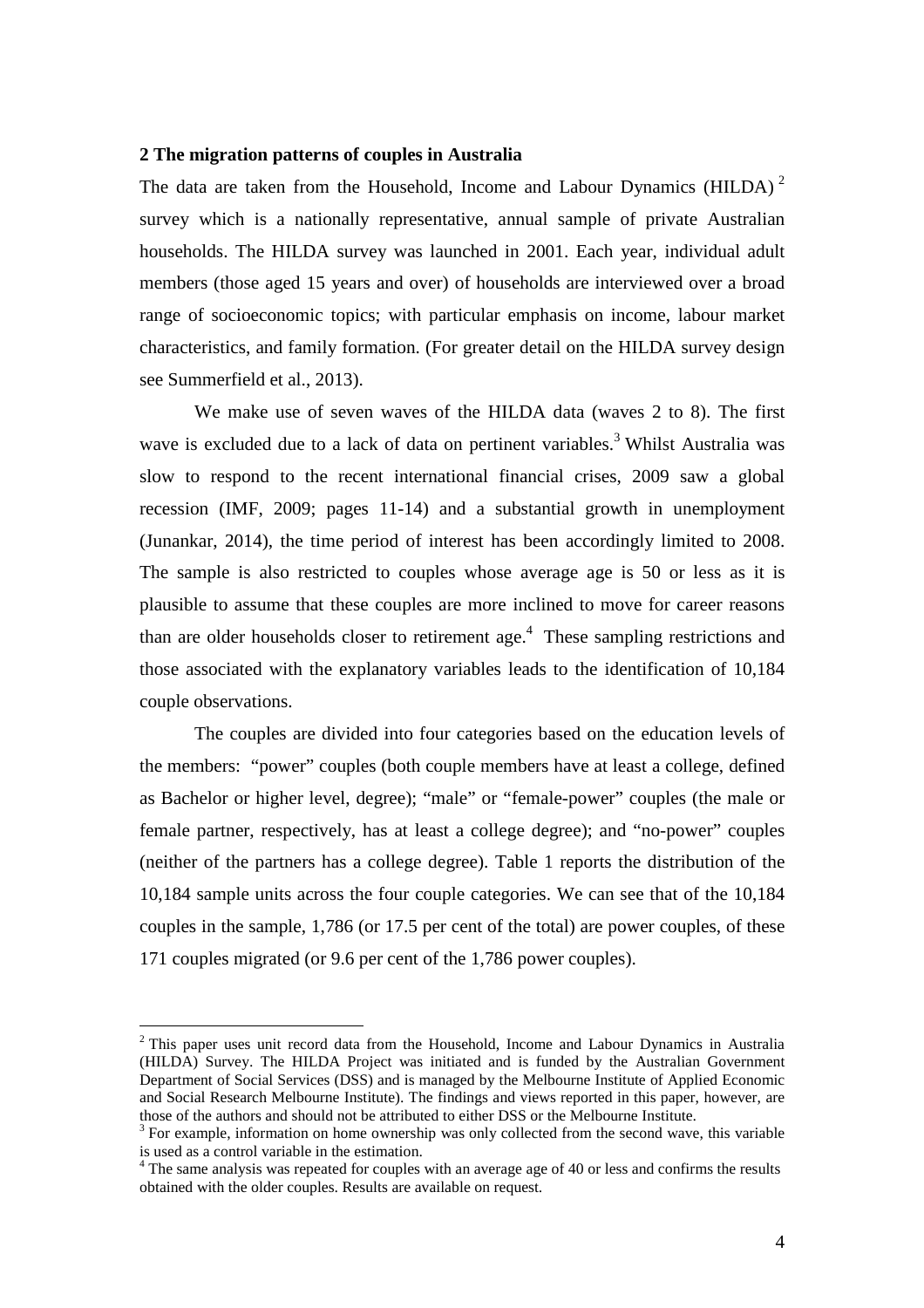## 2 The migration patterns of couples in Australia

The data are taken from the Household, Income and Labour Dynamics (HILDA) [2] survey which is a nationally representative, annual sample of private Australian households. The HILDA survey was launched in 2001. Each year, individual adult members (those aged 15 years and over) of households are interviewed over a broad range of socioeconomic topics; with particular emphasis on income, labour market characteristics, and family formation. (For greater detail on the HILDA survey design see Summerfield et al., 2013).

We make use of seven waves of the HILDA data (waves 2 to 8). The first wave is excluded due to a lack of data on pertinent variables.[3] Whilst Australia was slow to respond to the recent international financial crises, 2009 saw a global recession (IMF, 2009; pages 11-14) and a substantial growth in unemployment (Junankar, 2014), the time period of interest has been accordingly limited to 2008. The sample is also restricted to couples whose average age is 50 or less as it is plausible to assume that these couples are more inclined to move for career reasons than are older households closer to retirement age.[4] These sampling restrictions and those associated with the explanatory variables leads to the identification of 10,184 couple observations.

The couples are divided into four categories based on the education levels of the members: "power" couples (both couple members have at least a college, defined as Bachelor or higher level, degree); "male" or "female-power" couples (the male or female partner, respectively, has at least a college degree); and "no-power" couples (neither of the partners has a college degree). Table 1 reports the distribution of the 10,184 sample units across the four couple categories. We can see that of the 10,184 couples in the sample, 1,786 (or 17.5 per cent of the total) are power couples, of these 171 couples migrated (or 9.6 per cent of the 1,786 power couples).

---

[2] This paper uses unit record data from the Household, Income and Labour Dynamics in Australia (HILDA) Survey. The HILDA Project was initiated and is funded by the Australian Government Department of Social Services (DSS) and is managed by the Melbourne Institute of Applied Economic and Social Research Melbourne Institute). The findings and views reported in this paper, however, are those of the authors and should not be attributed to either DSS or the Melbourne Institute.

[3] For example, information on home ownership was only collected from the second wave, this variable is used as a control variable in the estimation.

[4] The same analysis was repeated for couples with an average age of 40 or less and confirms the results obtained with the older couples. Results are available on request.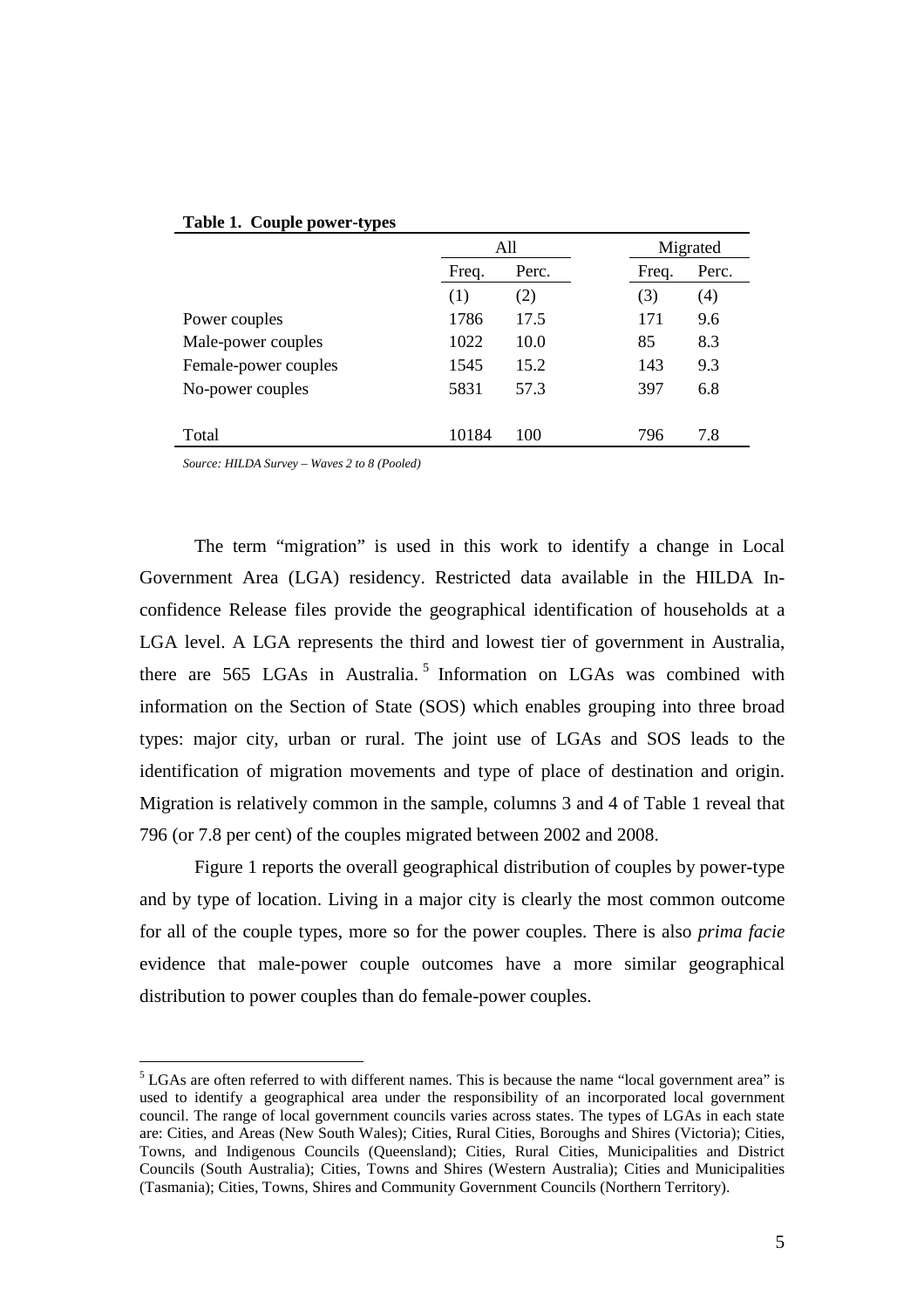**Table 1. Couple power-types**

| | All | | Migrated | |
|---|---|---|---|---|
| | Freq. | Perc. | Freq. | Perc. |
| | (1) | (2) | (3) | (4) |
| Power couples | 1786 | 17.5 | 171 | 9.6 |
| Male-power couples | 1022 | 10.0 | 85 | 8.3 |
| Female-power couples | 1545 | 15.2 | 143 | 9.3 |
| No-power couples | 5831 | 57.3 | 397 | 6.8 |
| Total | 10184 | 100 | 796 | 7.8 |

*Source: HILDA Survey – Waves 2 to 8 (Pooled)*

The term "migration" is used in this work to identify a change in Local Government Area (LGA) residency. Restricted data available in the HILDA In-confidence Release files provide the geographical identification of households at a LGA level. A LGA represents the third and lowest tier of government in Australia, there are 565 LGAs in Australia.[5] Information on LGAs was combined with information on the Section of State (SOS) which enables grouping into three broad types: major city, urban or rural. The joint use of LGAs and SOS leads to the identification of migration movements and type of place of destination and origin. Migration is relatively common in the sample, columns 3 and 4 of Table 1 reveal that 796 (or 7.8 per cent) of the couples migrated between 2002 and 2008.

Figure 1 reports the overall geographical distribution of couples by power-type and by type of location. Living in a major city is clearly the most common outcome for all of the couple types, more so for the power couples. There is also *prima facie* evidence that male-power couple outcomes have a more similar geographical distribution to power couples than do female-power couples.

[5] LGAs are often referred to with different names. This is because the name "local government area" is used to identify a geographical area under the responsibility of an incorporated local government council. The range of local government councils varies across states. The types of LGAs in each state are: Cities, and Areas (New South Wales); Cities, Rural Cities, Boroughs and Shires (Victoria); Cities, Towns, and Indigenous Councils (Queensland); Cities, Rural Cities, Municipalities and District Councils (South Australia); Cities, Towns and Shires (Western Australia); Cities and Municipalities (Tasmania); Cities, Towns, Shires and Community Government Councils (Northern Territory).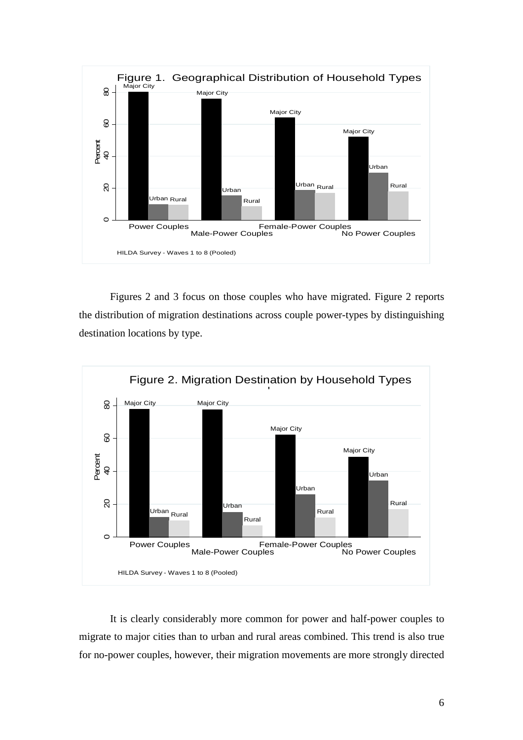Figure 1. Geographical Distribution of Household Types

HILDA Survey - Waves 1 to 8 (Pooled)

Figures 2 and 3 focus on those couples who have migrated. Figure 2 reports the distribution of migration destinations across couple power-types by distinguishing destination locations by type.

Figure 2. Migration Destination by Household Types

HILDA Survey - Waves 1 to 8 (Pooled)

It is clearly considerably more common for power and half-power couples to migrate to major cities than to urban and rural areas combined. This trend is also true for no-power couples, however, their migration movements are more strongly directed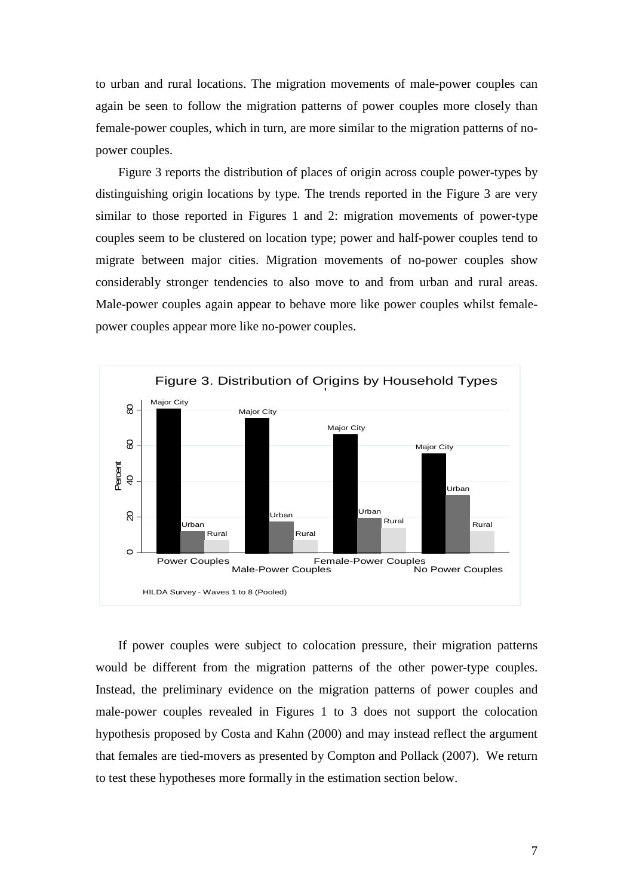to urban and rural locations. The migration movements of male-power couples can again be seen to follow the migration patterns of power couples more closely than female-power couples, which in turn, are more similar to the migration patterns of no-power couples.

Figure 3 reports the distribution of places of origin across couple power-types by distinguishing origin locations by type. The trends reported in the Figure 3 are very similar to those reported in Figures 1 and 2: migration movements of power-type couples seem to be clustered on location type; power and half-power couples tend to migrate between major cities. Migration movements of no-power couples show considerably stronger tendencies to also move to and from urban and rural areas. Male-power couples again appear to behave more like power couples whilst female-power couples appear more like no-power couples.

Figure 3. Distribution of Origins by Household Types

HILDA Survey - Waves 1 to 8 (Pooled)

If power couples were subject to colocation pressure, their migration patterns would be different from the migration patterns of the other power-type couples. Instead, the preliminary evidence on the migration patterns of power couples and male-power couples revealed in Figures 1 to 3 does not support the colocation hypothesis proposed by Costa and Kahn (2000) and may instead reflect the argument that females are tied-movers as presented by Compton and Pollack (2007). We return to test these hypotheses more formally in the estimation section below.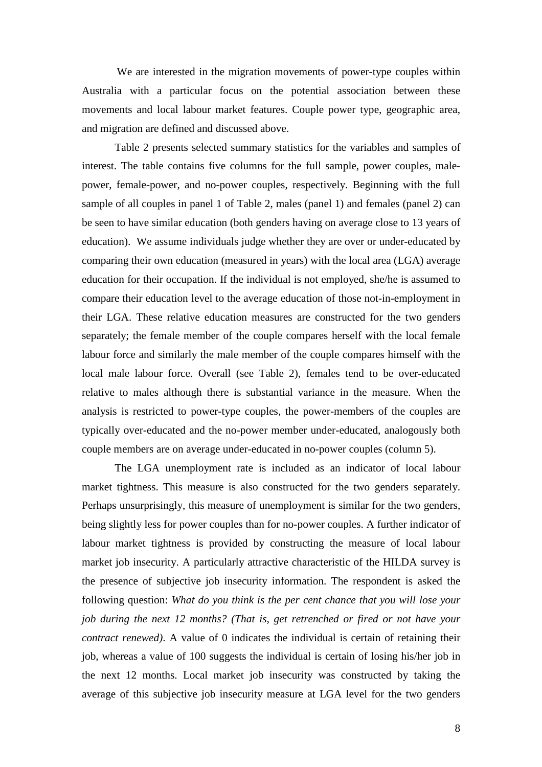We are interested in the migration movements of power-type couples within Australia with a particular focus on the potential association between these movements and local labour market features. Couple power type, geographic area, and migration are defined and discussed above.

Table 2 presents selected summary statistics for the variables and samples of interest. The table contains five columns for the full sample, power couples, male-power, female-power, and no-power couples, respectively. Beginning with the full sample of all couples in panel 1 of Table 2, males (panel 1) and females (panel 2) can be seen to have similar education (both genders having on average close to 13 years of education). We assume individuals judge whether they are over or under-educated by comparing their own education (measured in years) with the local area (LGA) average education for their occupation. If the individual is not employed, she/he is assumed to compare their education level to the average education of those not-in-employment in their LGA. These relative education measures are constructed for the two genders separately; the female member of the couple compares herself with the local female labour force and similarly the male member of the couple compares himself with the local male labour force. Overall (see Table 2), females tend to be over-educated relative to males although there is substantial variance in the measure. When the analysis is restricted to power-type couples, the power-members of the couples are typically over-educated and the no-power member under-educated, analogously both couple members are on average under-educated in no-power couples (column 5).

The LGA unemployment rate is included as an indicator of local labour market tightness. This measure is also constructed for the two genders separately. Perhaps unsurprisingly, this measure of unemployment is similar for the two genders, being slightly less for power couples than for no-power couples. A further indicator of labour market tightness is provided by constructing the measure of local labour market job insecurity. A particularly attractive characteristic of the HILDA survey is the presence of subjective job insecurity information. The respondent is asked the following question: *What do you think is the per cent chance that you will lose your job during the next 12 months? (That is, get retrenched or fired or not have your contract renewed)*. A value of 0 indicates the individual is certain of retaining their job, whereas a value of 100 suggests the individual is certain of losing his/her job in the next 12 months. Local market job insecurity was constructed by taking the average of this subjective job insecurity measure at LGA level for the two genders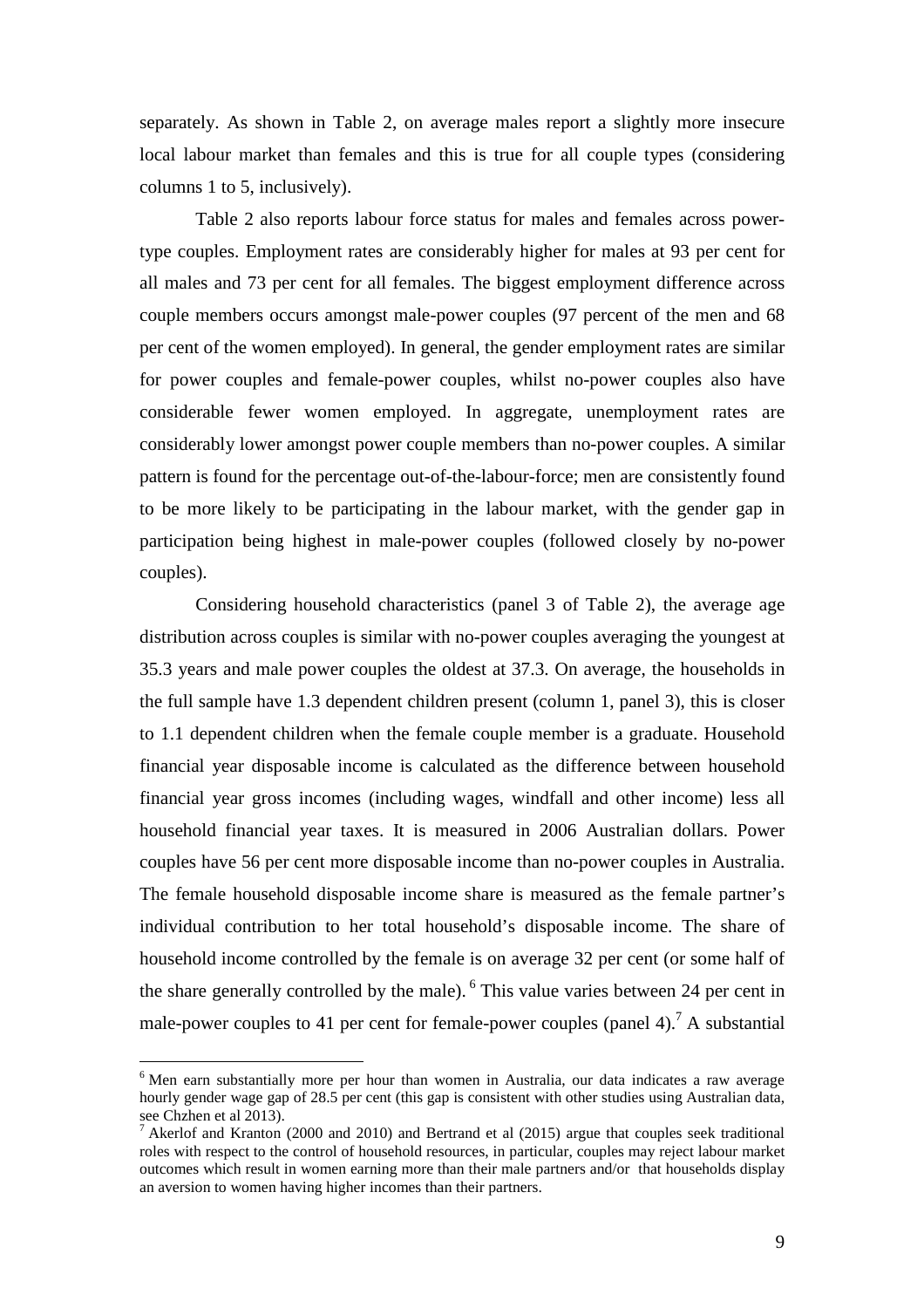separately. As shown in Table 2, on average males report a slightly more insecure local labour market than females and this is true for all couple types (considering columns 1 to 5, inclusively).

Table 2 also reports labour force status for males and females across power-type couples. Employment rates are considerably higher for males at 93 per cent for all males and 73 per cent for all females. The biggest employment difference across couple members occurs amongst male-power couples (97 percent of the men and 68 per cent of the women employed). In general, the gender employment rates are similar for power couples and female-power couples, whilst no-power couples also have considerable fewer women employed. In aggregate, unemployment rates are considerably lower amongst power couple members than no-power couples. A similar pattern is found for the percentage out-of-the-labour-force; men are consistently found to be more likely to be participating in the labour market, with the gender gap in participation being highest in male-power couples (followed closely by no-power couples).

Considering household characteristics (panel 3 of Table 2), the average age distribution across couples is similar with no-power couples averaging the youngest at 35.3 years and male power couples the oldest at 37.3. On average, the households in the full sample have 1.3 dependent children present (column 1, panel 3), this is closer to 1.1 dependent children when the female couple member is a graduate. Household financial year disposable income is calculated as the difference between household financial year gross incomes (including wages, windfall and other income) less all household financial year taxes. It is measured in 2006 Australian dollars. Power couples have 56 per cent more disposable income than no-power couples in Australia. The female household disposable income share is measured as the female partner's individual contribution to her total household's disposable income. The share of household income controlled by the female is on average 32 per cent (or some half of the share generally controlled by the male). [6] This value varies between 24 per cent in male-power couples to 41 per cent for female-power couples (panel 4).[7] A substantial

[6] Men earn substantially more per hour than women in Australia, our data indicates a raw average hourly gender wage gap of 28.5 per cent (this gap is consistent with other studies using Australian data, see Chzhen et al 2013).

[7] Akerlof and Kranton (2000 and 2010) and Bertrand et al (2015) argue that couples seek traditional roles with respect to the control of household resources, in particular, couples may reject labour market outcomes which result in women earning more than their male partners and/or that households display an aversion to women having higher incomes than their partners.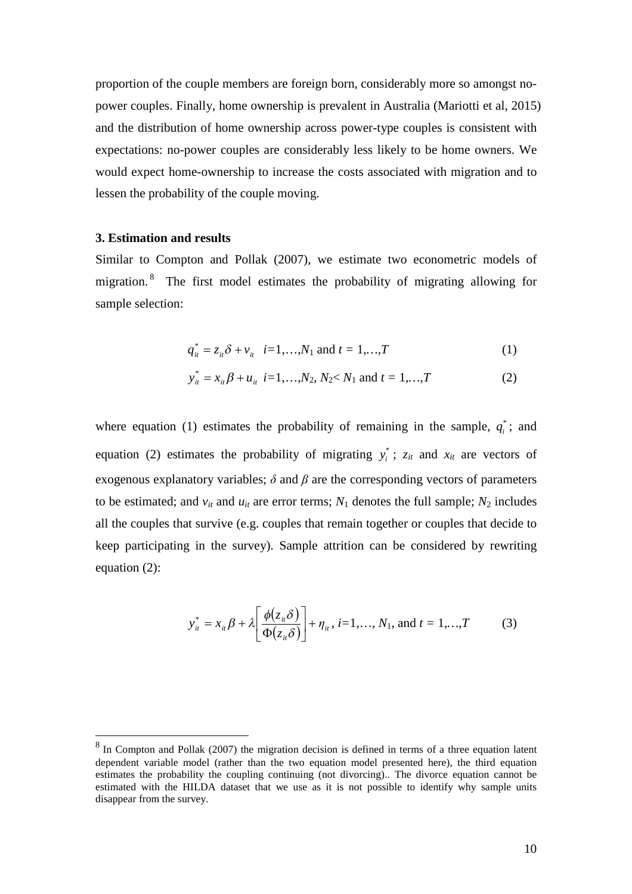proportion of the couple members are foreign born, considerably more so amongst no-power couples. Finally, home ownership is prevalent in Australia (Mariotti et al, 2015) and the distribution of home ownership across power-type couples is consistent with expectations: no-power couples are considerably less likely to be home owners. We would expect home-ownership to increase the costs associated with migration and to lessen the probability of the couple moving.

### 3. Estimation and results

Similar to Compton and Pollak (2007), we estimate two econometric models of migration.[8] The first model estimates the probability of migrating allowing for sample selection:

$$q_{it}^{*} = z_{it}\delta + v_{it} \quad i=1,\ldots,N_1 \text{ and } t = 1,\ldots,T \tag{1}$$

$$y_{it}^{*} = x_{it}\beta + u_{it} \quad i=1,\ldots,N_2,\ N_2 < N_1 \text{ and } t = 1,\ldots,T \tag{2}$$

where equation (1) estimates the probability of remaining in the sample, $q_i^*$; and equation (2) estimates the probability of migrating $y_i^*$; $z_{it}$ and $x_{it}$ are vectors of exogenous explanatory variables; $\delta$ and $\beta$ are the corresponding vectors of parameters to be estimated; and $v_{it}$ and $u_{it}$ are error terms; $N_1$ denotes the full sample; $N_2$ includes all the couples that survive (e.g. couples that remain together or couples that decide to keep participating in the survey). Sample attrition can be considered by rewriting equation (2):

$$y_{it}^{*} = x_{it}\beta + \lambda\left[\frac{\phi(z_{it}\delta)}{\Phi(z_{it}\delta)}\right] + \eta_{it},\ i=1,\ldots,N_1, \text{ and } t = 1,\ldots,T \tag{3}$$

[8] In Compton and Pollak (2007) the migration decision is defined in terms of a three equation latent dependent variable model (rather than the two equation model presented here), the third equation estimates the probability the coupling continuing (not divorcing).. The divorce equation cannot be estimated with the HILDA dataset that we use as it is not possible to identify why sample units disappear from the survey.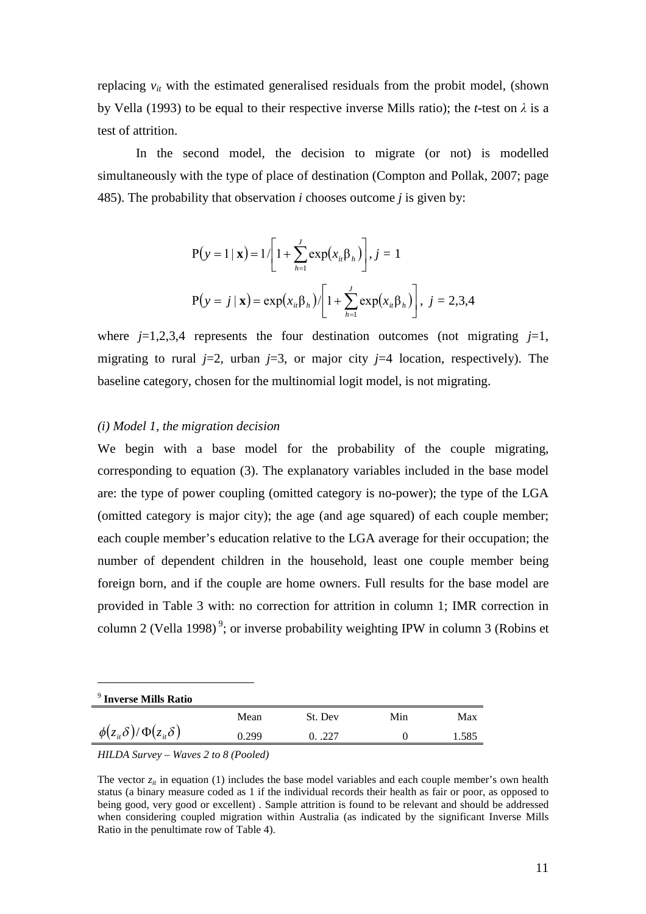replacing $v_{it}$ with the estimated generalised residuals from the probit model, (shown by Vella (1993) to be equal to their respective inverse Mills ratio); the *t*-test on $\lambda$ is a test of attrition.

In the second model, the decision to migrate (or not) is modelled simultaneously with the type of place of destination (Compton and Pollak, 2007; page 485). The probability that observation *i* chooses outcome *j* is given by:

$$\mathrm{P}(y = 1 \mid \mathbf{x}) = 1 \Big/ \left[ 1 + \sum_{h=1}^{J} \exp(x_{it}\beta_h) \right], \; j = 1$$

$$\mathrm{P}(y = j \mid \mathbf{x}) = \exp(x_{it}\beta_h) \Big/ \left[ 1 + \sum_{h=1}^{J} \exp(x_{it}\beta_h) \right], \; j = 2,3,4$$

where $j$=1,2,3,4 represents the four destination outcomes (not migrating $j$=1, migrating to rural $j$=2, urban $j$=3, or major city $j$=4 location, respectively). The baseline category, chosen for the multinomial logit model, is not migrating.

*(i) Model 1, the migration decision*

We begin with a base model for the probability of the couple migrating, corresponding to equation (3). The explanatory variables included in the base model are: the type of power coupling (omitted category is no-power); the type of the LGA (omitted category is major city); the age (and age squared) of each couple member; each couple member's education relative to the LGA average for their occupation; the number of dependent children in the household, least one couple member being foreign born, and if the couple are home owners. Full results for the base model are provided in Table 3 with: no correction for attrition in column 1; IMR correction in column 2 (Vella 1998) [9]; or inverse probability weighting IPW in column 3 (Robins et

---

[9] **Inverse Mills Ratio**

| | Mean | St. Dev | Min | Max |
|---|---|---|---|---|
| $\phi(z_{it}\delta)/\Phi(z_{it}\delta)$ | 0.299 | 0. .227 | 0 | 1.585 |

*HILDA Survey – Waves 2 to 8 (Pooled)*

The vector $z_{it}$ in equation (1) includes the base model variables and each couple member's own health status (a binary measure coded as 1 if the individual records their health as fair or poor, as opposed to being good, very good or excellent) . Sample attrition is found to be relevant and should be addressed when considering coupled migration within Australia (as indicated by the significant Inverse Mills Ratio in the penultimate row of Table 4).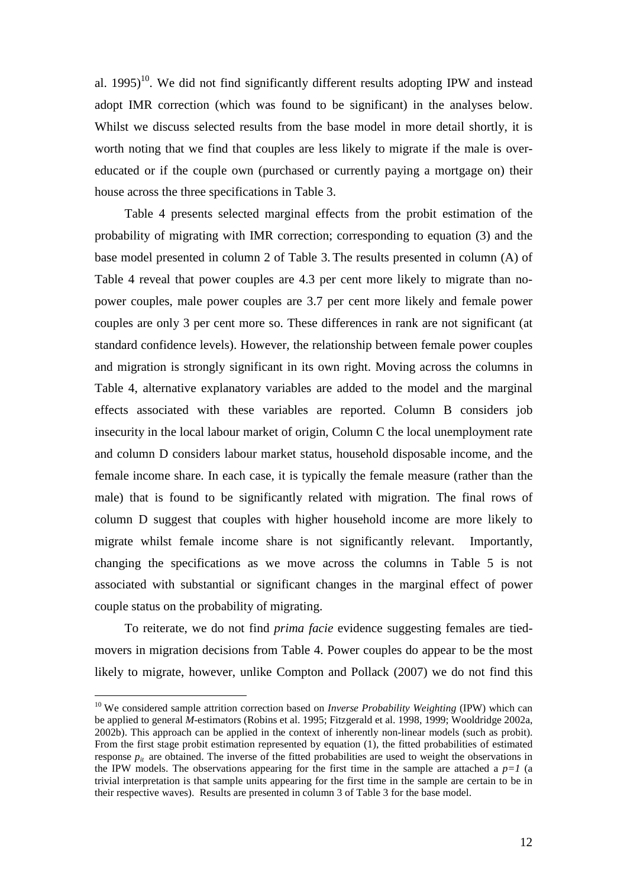al. 1995)[10]. We did not find significantly different results adopting IPW and instead adopt IMR correction (which was found to be significant) in the analyses below. Whilst we discuss selected results from the base model in more detail shortly, it is worth noting that we find that couples are less likely to migrate if the male is over-educated or if the couple own (purchased or currently paying a mortgage on) their house across the three specifications in Table 3.

Table 4 presents selected marginal effects from the probit estimation of the probability of migrating with IMR correction; corresponding to equation (3) and the base model presented in column 2 of Table 3. The results presented in column (A) of Table 4 reveal that power couples are 4.3 per cent more likely to migrate than no-power couples, male power couples are 3.7 per cent more likely and female power couples are only 3 per cent more so. These differences in rank are not significant (at standard confidence levels). However, the relationship between female power couples and migration is strongly significant in its own right. Moving across the columns in Table 4, alternative explanatory variables are added to the model and the marginal effects associated with these variables are reported. Column B considers job insecurity in the local labour market of origin, Column C the local unemployment rate and column D considers labour market status, household disposable income, and the female income share. In each case, it is typically the female measure (rather than the male) that is found to be significantly related with migration. The final rows of column D suggest that couples with higher household income are more likely to migrate whilst female income share is not significantly relevant. Importantly, changing the specifications as we move across the columns in Table 5 is not associated with substantial or significant changes in the marginal effect of power couple status on the probability of migrating.

To reiterate, we do not find *prima facie* evidence suggesting females are tied-movers in migration decisions from Table 4. Power couples do appear to be the most likely to migrate, however, unlike Compton and Pollack (2007) we do not find this

[10] We considered sample attrition correction based on *Inverse Probability Weighting* (IPW) which can be applied to general *M*-estimators (Robins et al. 1995; Fitzgerald et al. 1998, 1999; Wooldridge 2002a, 2002b). This approach can be applied in the context of inherently non-linear models (such as probit). From the first stage probit estimation represented by equation (1), the fitted probabilities of estimated response $p_{it}$ are obtained. The inverse of the fitted probabilities are used to weight the observations in the IPW models. The observations appearing for the first time in the sample are attached a $p=1$ (a trivial interpretation is that sample units appearing for the first time in the sample are certain to be in their respective waves). Results are presented in column 3 of Table 3 for the base model.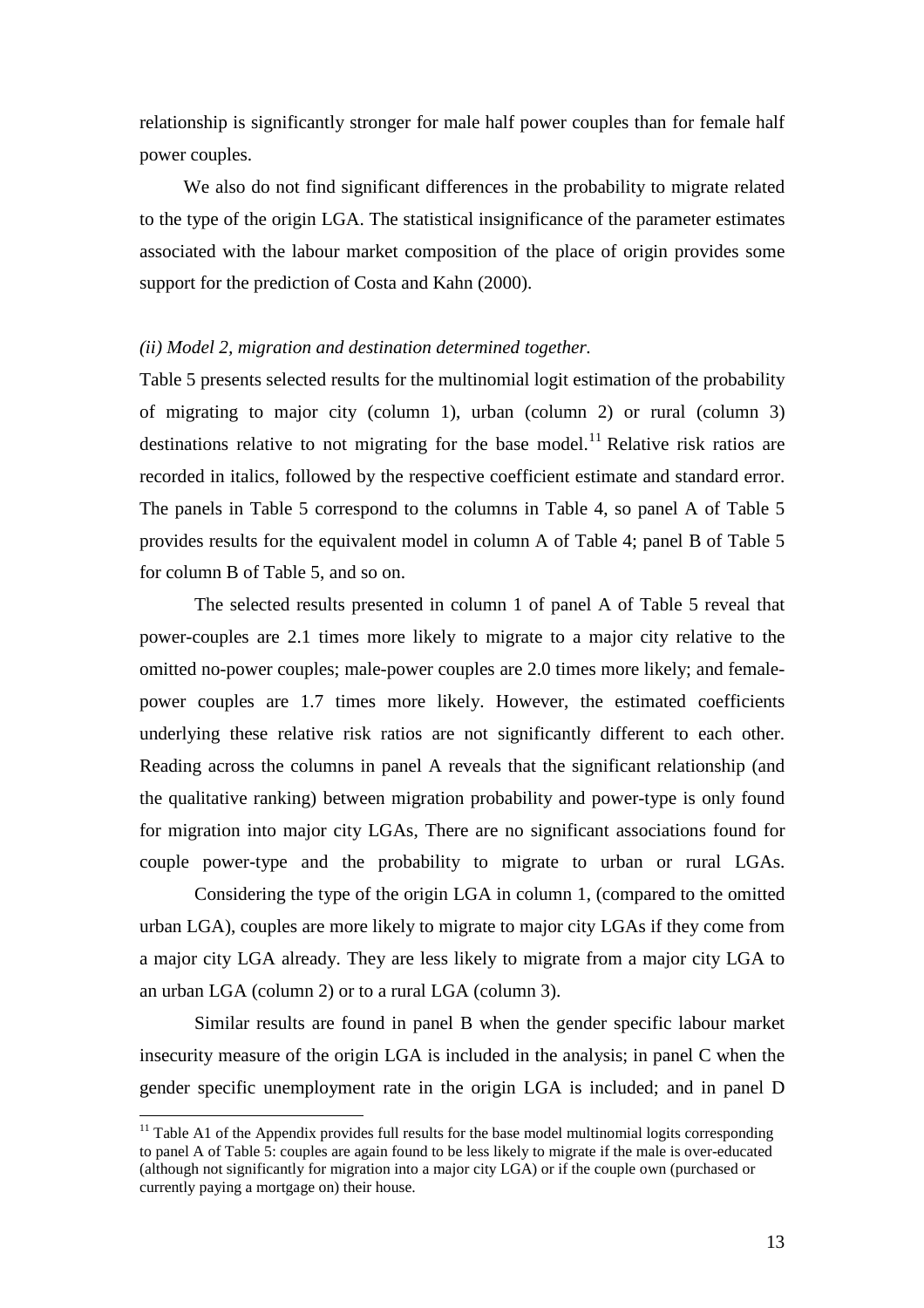relationship is significantly stronger for male half power couples than for female half power couples.

We also do not find significant differences in the probability to migrate related to the type of the origin LGA. The statistical insignificance of the parameter estimates associated with the labour market composition of the place of origin provides some support for the prediction of Costa and Kahn (2000).

*(ii) Model 2, migration and destination determined together.*

Table 5 presents selected results for the multinomial logit estimation of the probability of migrating to major city (column 1), urban (column 2) or rural (column 3) destinations relative to not migrating for the base model.[11] Relative risk ratios are recorded in italics, followed by the respective coefficient estimate and standard error. The panels in Table 5 correspond to the columns in Table 4, so panel A of Table 5 provides results for the equivalent model in column A of Table 4; panel B of Table 5 for column B of Table 5, and so on.

The selected results presented in column 1 of panel A of Table 5 reveal that power-couples are 2.1 times more likely to migrate to a major city relative to the omitted no-power couples; male-power couples are 2.0 times more likely; and female-power couples are 1.7 times more likely. However, the estimated coefficients underlying these relative risk ratios are not significantly different to each other. Reading across the columns in panel A reveals that the significant relationship (and the qualitative ranking) between migration probability and power-type is only found for migration into major city LGAs, There are no significant associations found for couple power-type and the probability to migrate to urban or rural LGAs.

Considering the type of the origin LGA in column 1, (compared to the omitted urban LGA), couples are more likely to migrate to major city LGAs if they come from a major city LGA already. They are less likely to migrate from a major city LGA to an urban LGA (column 2) or to a rural LGA (column 3).

Similar results are found in panel B when the gender specific labour market insecurity measure of the origin LGA is included in the analysis; in panel C when the gender specific unemployment rate in the origin LGA is included; and in panel D

[11] Table A1 of the Appendix provides full results for the base model multinomial logits corresponding to panel A of Table 5: couples are again found to be less likely to migrate if the male is over-educated (although not significantly for migration into a major city LGA) or if the couple own (purchased or currently paying a mortgage on) their house.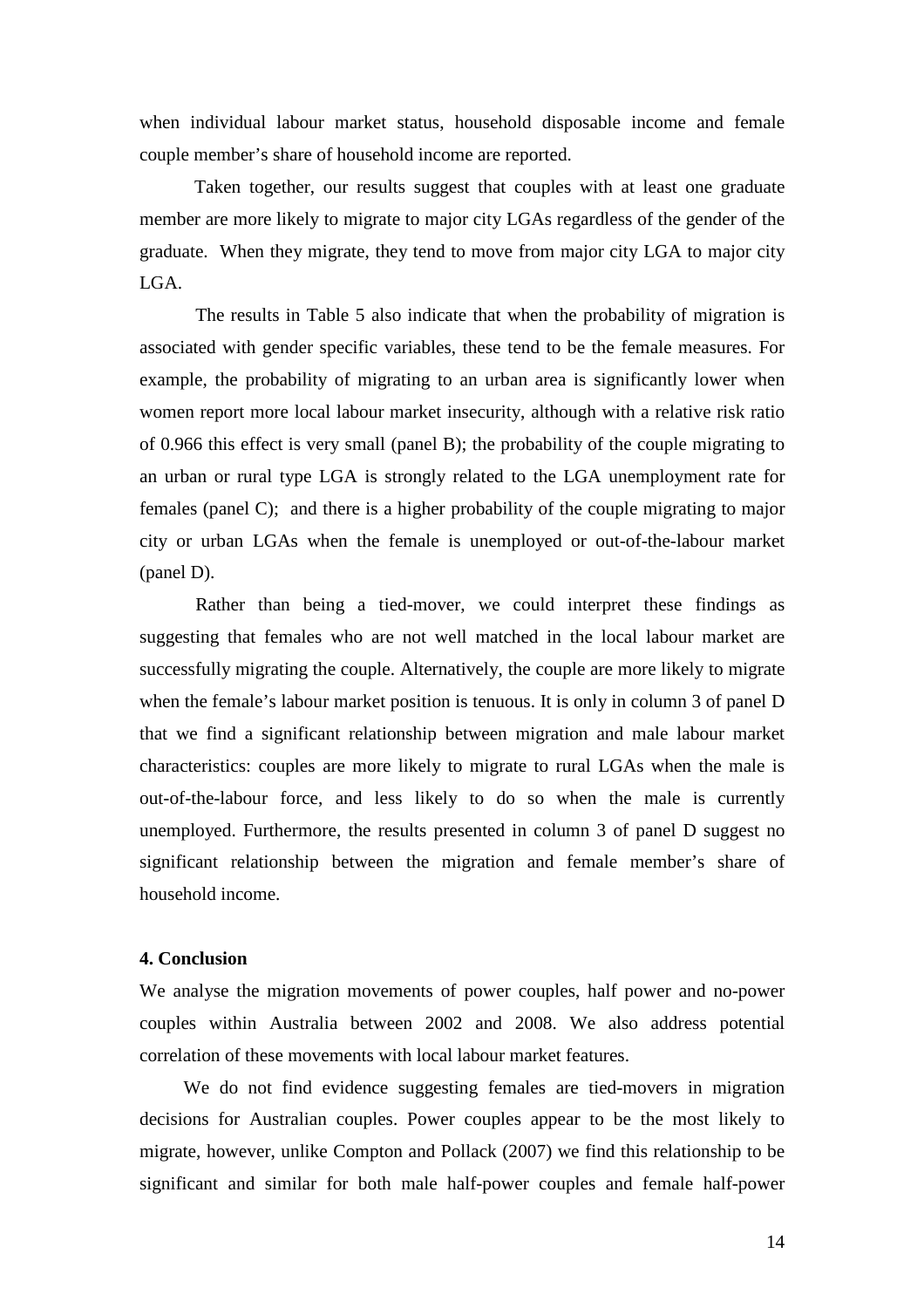when individual labour market status, household disposable income and female couple member's share of household income are reported.

Taken together, our results suggest that couples with at least one graduate member are more likely to migrate to major city LGAs regardless of the gender of the graduate. When they migrate, they tend to move from major city LGA to major city LGA.

The results in Table 5 also indicate that when the probability of migration is associated with gender specific variables, these tend to be the female measures. For example, the probability of migrating to an urban area is significantly lower when women report more local labour market insecurity, although with a relative risk ratio of 0.966 this effect is very small (panel B); the probability of the couple migrating to an urban or rural type LGA is strongly related to the LGA unemployment rate for females (panel C); and there is a higher probability of the couple migrating to major city or urban LGAs when the female is unemployed or out-of-the-labour market (panel D).

Rather than being a tied-mover, we could interpret these findings as suggesting that females who are not well matched in the local labour market are successfully migrating the couple. Alternatively, the couple are more likely to migrate when the female's labour market position is tenuous. It is only in column 3 of panel D that we find a significant relationship between migration and male labour market characteristics: couples are more likely to migrate to rural LGAs when the male is out-of-the-labour force, and less likely to do so when the male is currently unemployed. Furthermore, the results presented in column 3 of panel D suggest no significant relationship between the migration and female member's share of household income.

**4. Conclusion**

We analyse the migration movements of power couples, half power and no-power couples within Australia between 2002 and 2008. We also address potential correlation of these movements with local labour market features.

We do not find evidence suggesting females are tied-movers in migration decisions for Australian couples. Power couples appear to be the most likely to migrate, however, unlike Compton and Pollack (2007) we find this relationship to be significant and similar for both male half-power couples and female half-power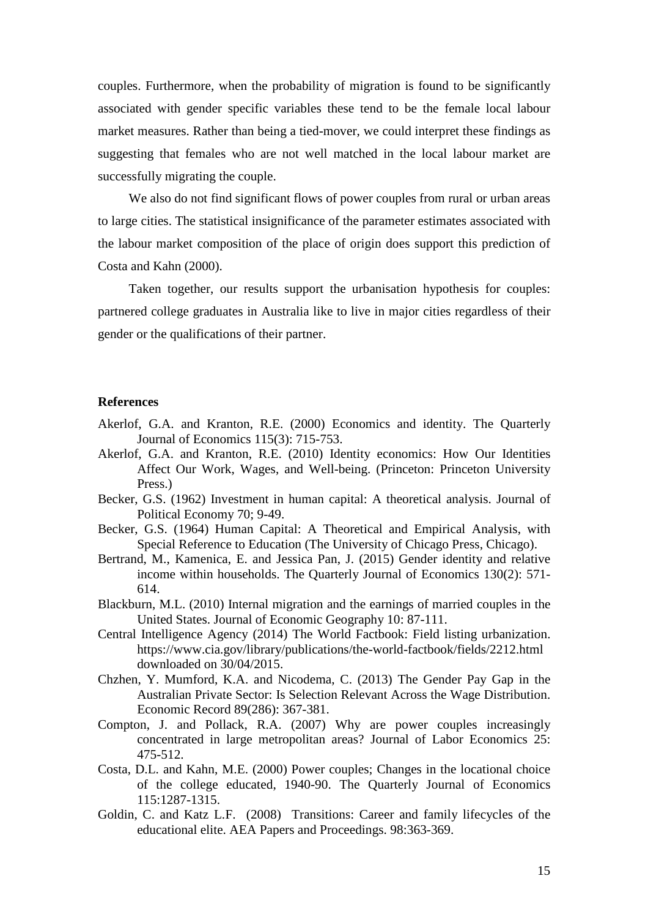couples. Furthermore, when the probability of migration is found to be significantly associated with gender specific variables these tend to be the female local labour market measures. Rather than being a tied-mover, we could interpret these findings as suggesting that females who are not well matched in the local labour market are successfully migrating the couple.

We also do not find significant flows of power couples from rural or urban areas to large cities. The statistical insignificance of the parameter estimates associated with the labour market composition of the place of origin does support this prediction of Costa and Kahn (2000).

Taken together, our results support the urbanisation hypothesis for couples: partnered college graduates in Australia like to live in major cities regardless of their gender or the qualifications of their partner.

**References**

Akerlof, G.A. and Kranton, R.E. (2000) Economics and identity. The Quarterly Journal of Economics 115(3): 715-753.

Akerlof, G.A. and Kranton, R.E. (2010) Identity economics: How Our Identities Affect Our Work, Wages, and Well-being. (Princeton: Princeton University Press.)

Becker, G.S. (1962) Investment in human capital: A theoretical analysis. Journal of Political Economy 70; 9-49.

Becker, G.S. (1964) Human Capital: A Theoretical and Empirical Analysis, with Special Reference to Education (The University of Chicago Press, Chicago).

Bertrand, M., Kamenica, E. and Jessica Pan, J. (2015) Gender identity and relative income within households. The Quarterly Journal of Economics 130(2): 571-614.

Blackburn, M.L. (2010) Internal migration and the earnings of married couples in the United States. Journal of Economic Geography 10: 87-111.

Central Intelligence Agency (2014) The World Factbook: Field listing urbanization. https://www.cia.gov/library/publications/the-world-factbook/fields/2212.html downloaded on 30/04/2015.

Chzhen, Y. Mumford, K.A. and Nicodema, C. (2013) The Gender Pay Gap in the Australian Private Sector: Is Selection Relevant Across the Wage Distribution. Economic Record 89(286): 367-381.

Compton, J. and Pollack, R.A. (2007) Why are power couples increasingly concentrated in large metropolitan areas? Journal of Labor Economics 25: 475-512.

Costa, D.L. and Kahn, M.E. (2000) Power couples; Changes in the locational choice of the college educated, 1940-90. The Quarterly Journal of Economics 115:1287-1315.

Goldin, C. and Katz L.F. (2008) Transitions: Career and family lifecycles of the educational elite. AEA Papers and Proceedings. 98:363-369.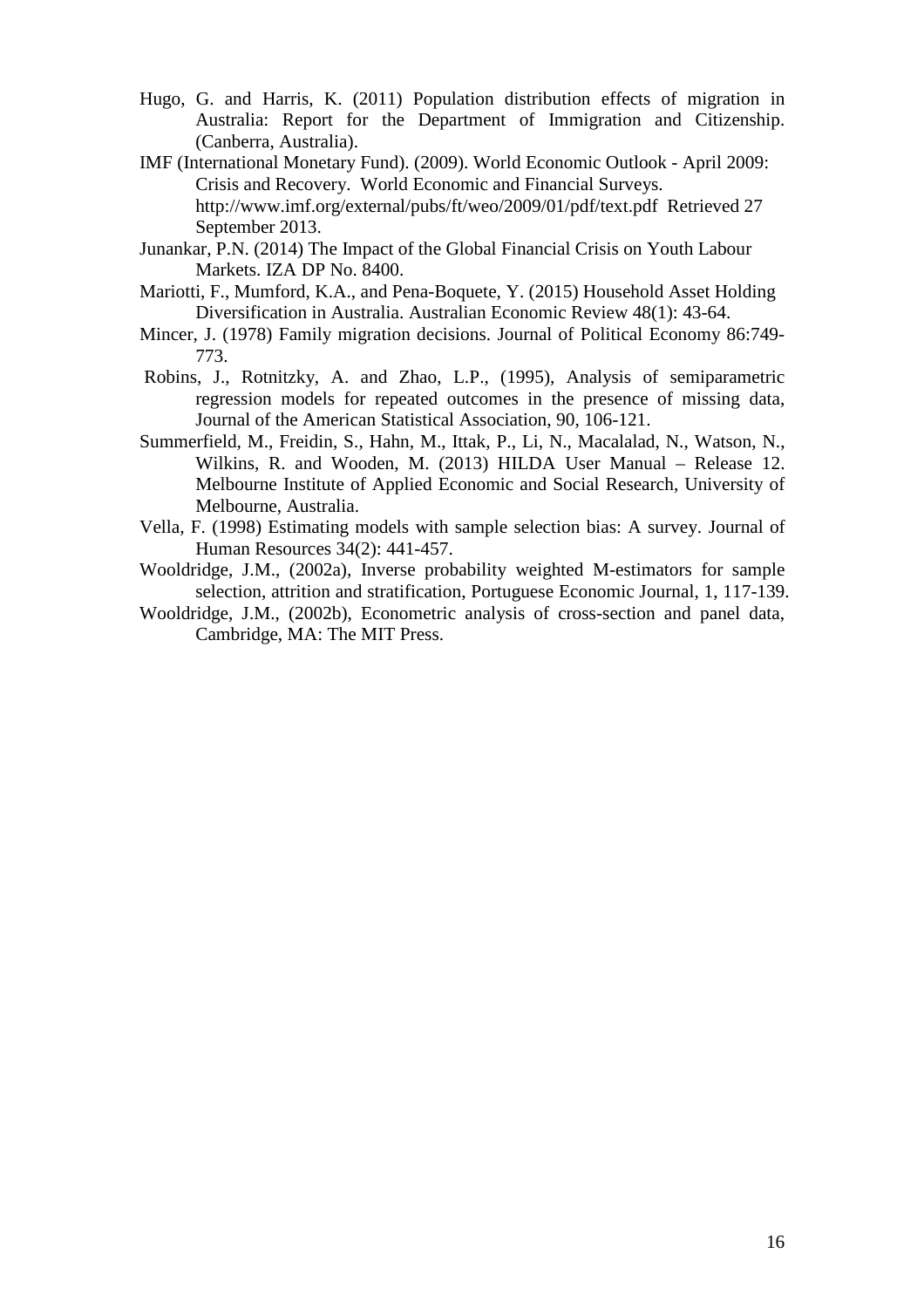Hugo, G. and Harris, K. (2011) Population distribution effects of migration in Australia: Report for the Department of Immigration and Citizenship. (Canberra, Australia).

IMF (International Monetary Fund). (2009). World Economic Outlook - April 2009: Crisis and Recovery. World Economic and Financial Surveys. http://www.imf.org/external/pubs/ft/weo/2009/01/pdf/text.pdf Retrieved 27 September 2013.

Junankar, P.N. (2014) The Impact of the Global Financial Crisis on Youth Labour Markets. IZA DP No. 8400.

Mariotti, F., Mumford, K.A., and Pena-Boquete, Y. (2015) Household Asset Holding Diversification in Australia. Australian Economic Review 48(1): 43-64.

Mincer, J. (1978) Family migration decisions. Journal of Political Economy 86:749-773.

Robins, J., Rotnitzky, A. and Zhao, L.P., (1995), Analysis of semiparametric regression models for repeated outcomes in the presence of missing data, Journal of the American Statistical Association, 90, 106-121.

Summerfield, M., Freidin, S., Hahn, M., Ittak, P., Li, N., Macalalad, N., Watson, N., Wilkins, R. and Wooden, M. (2013) HILDA User Manual – Release 12. Melbourne Institute of Applied Economic and Social Research, University of Melbourne, Australia.

Vella, F. (1998) Estimating models with sample selection bias: A survey. Journal of Human Resources 34(2): 441-457.

Wooldridge, J.M., (2002a), Inverse probability weighted M-estimators for sample selection, attrition and stratification, Portuguese Economic Journal, 1, 117-139.

Wooldridge, J.M., (2002b), Econometric analysis of cross-section and panel data, Cambridge, MA: The MIT Press.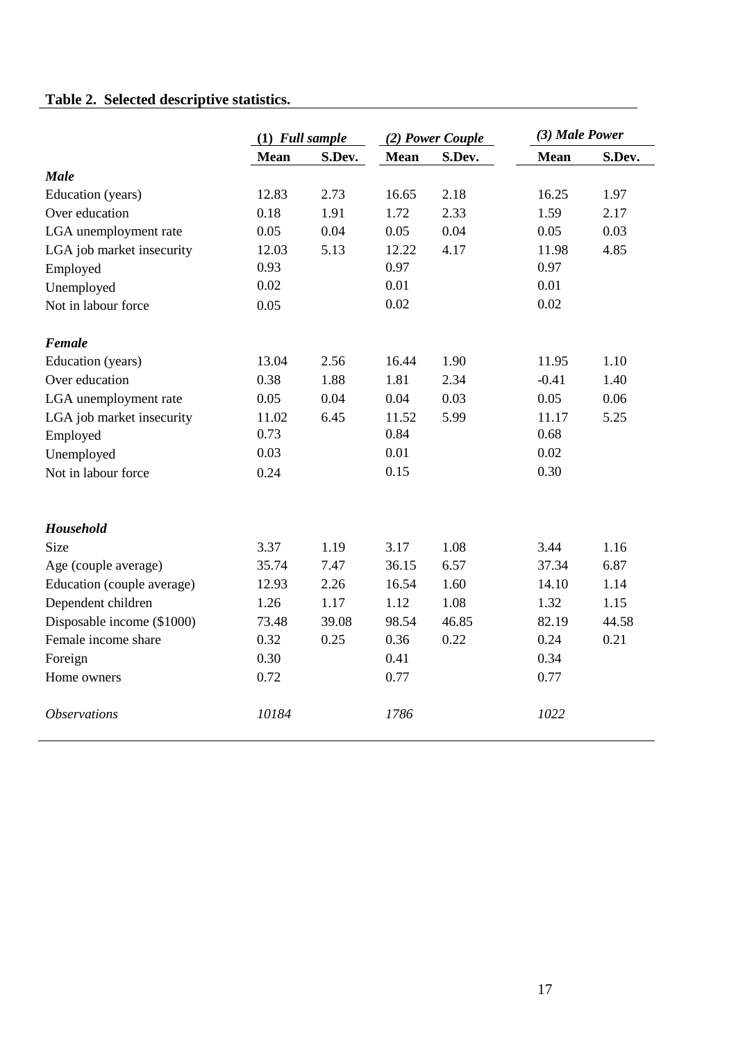**Table 2. Selected descriptive statistics.**

| | (1) *Full sample* | | (2) *Power Couple* | | (3) *Male Power* | |
|---|---|---|---|---|---|---|
| | **Mean** | **S.Dev.** | **Mean** | **S.Dev.** | **Mean** | **S.Dev.** |
| ***Male*** | | | | | | |
| Education (years) | 12.83 | 2.73 | 16.65 | 2.18 | 16.25 | 1.97 |
| Over education | 0.18 | 1.91 | 1.72 | 2.33 | 1.59 | 2.17 |
| LGA unemployment rate | 0.05 | 0.04 | 0.05 | 0.04 | 0.05 | 0.03 |
| LGA job market insecurity | 12.03 | 5.13 | 12.22 | 4.17 | 11.98 | 4.85 |
| Employed | 0.93 | | 0.97 | | 0.97 | |
| Unemployed | 0.02 | | 0.01 | | 0.01 | |
| Not in labour force | 0.05 | | 0.02 | | 0.02 | |
| ***Female*** | | | | | | |
| Education (years) | 13.04 | 2.56 | 16.44 | 1.90 | 11.95 | 1.10 |
| Over education | 0.38 | 1.88 | 1.81 | 2.34 | -0.41 | 1.40 |
| LGA unemployment rate | 0.05 | 0.04 | 0.04 | 0.03 | 0.05 | 0.06 |
| LGA job market insecurity | 11.02 | 6.45 | 11.52 | 5.99 | 11.17 | 5.25 |
| Employed | 0.73 | | 0.84 | | 0.68 | |
| Unemployed | 0.03 | | 0.01 | | 0.02 | |
| Not in labour force | 0.24 | | 0.15 | | 0.30 | |
| ***Household*** | | | | | | |
| Size | 3.37 | 1.19 | 3.17 | 1.08 | 3.44 | 1.16 |
| Age (couple average) | 35.74 | 7.47 | 36.15 | 6.57 | 37.34 | 6.87 |
| Education (couple average) | 12.93 | 2.26 | 16.54 | 1.60 | 14.10 | 1.14 |
| Dependent children | 1.26 | 1.17 | 1.12 | 1.08 | 1.32 | 1.15 |
| Disposable income ($1000) | 73.48 | 39.08 | 98.54 | 46.85 | 82.19 | 44.58 |
| Female income share | 0.32 | 0.25 | 0.36 | 0.22 | 0.24 | 0.21 |
| Foreign | 0.30 | | 0.41 | | 0.34 | |
| Home owners | 0.72 | | 0.77 | | 0.77 | |
| *Observations* | *10184* | | *1786* | | *1022* | |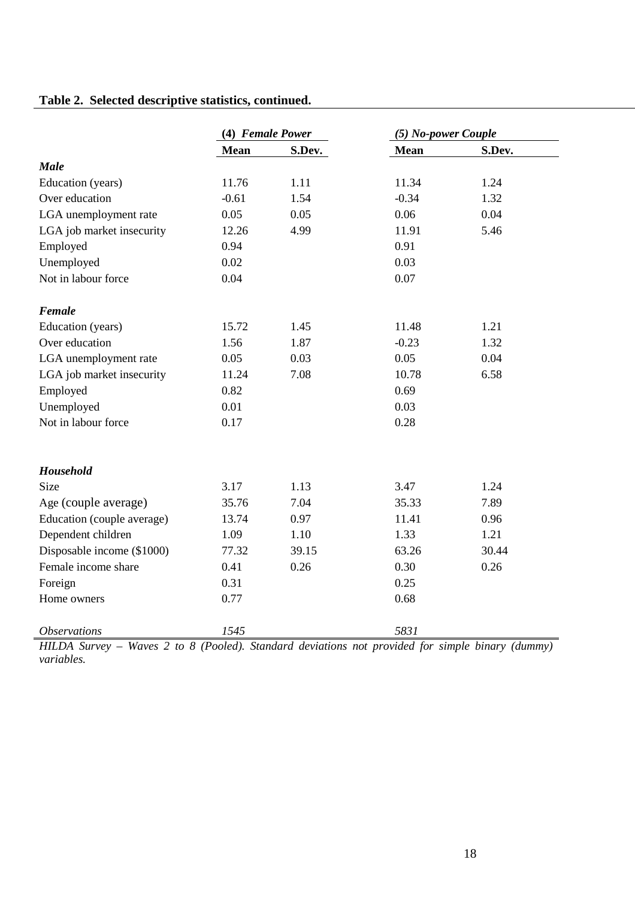**Table 2. Selected descriptive statistics, continued.**

| | (4) *Female Power* | | (5) *No-power Couple* | |
|---|---|---|---|---|
| | **Mean** | **S.Dev.** | **Mean** | **S.Dev.** |
| ***Male*** | | | | |
| Education (years) | 11.76 | 1.11 | 11.34 | 1.24 |
| Over education | -0.61 | 1.54 | -0.34 | 1.32 |
| LGA unemployment rate | 0.05 | 0.05 | 0.06 | 0.04 |
| LGA job market insecurity | 12.26 | 4.99 | 11.91 | 5.46 |
| Employed | 0.94 | | 0.91 | |
| Unemployed | 0.02 | | 0.03 | |
| Not in labour force | 0.04 | | 0.07 | |
| ***Female*** | | | | |
| Education (years) | 15.72 | 1.45 | 11.48 | 1.21 |
| Over education | 1.56 | 1.87 | -0.23 | 1.32 |
| LGA unemployment rate | 0.05 | 0.03 | 0.05 | 0.04 |
| LGA job market insecurity | 11.24 | 7.08 | 10.78 | 6.58 |
| Employed | 0.82 | | 0.69 | |
| Unemployed | 0.01 | | 0.03 | |
| Not in labour force | 0.17 | | 0.28 | |
| ***Household*** | | | | |
| Size | 3.17 | 1.13 | 3.47 | 1.24 |
| Age (couple average) | 35.76 | 7.04 | 35.33 | 7.89 |
| Education (couple average) | 13.74 | 0.97 | 11.41 | 0.96 |
| Dependent children | 1.09 | 1.10 | 1.33 | 1.21 |
| Disposable income ($1000) | 77.32 | 39.15 | 63.26 | 30.44 |
| Female income share | 0.41 | 0.26 | 0.30 | 0.26 |
| Foreign | 0.31 | | 0.25 | |
| Home owners | 0.77 | | 0.68 | |
| *Observations* | *1545* | | *5831* | |

*HILDA Survey – Waves 2 to 8 (Pooled). Standard deviations not provided for simple binary (dummy) variables.*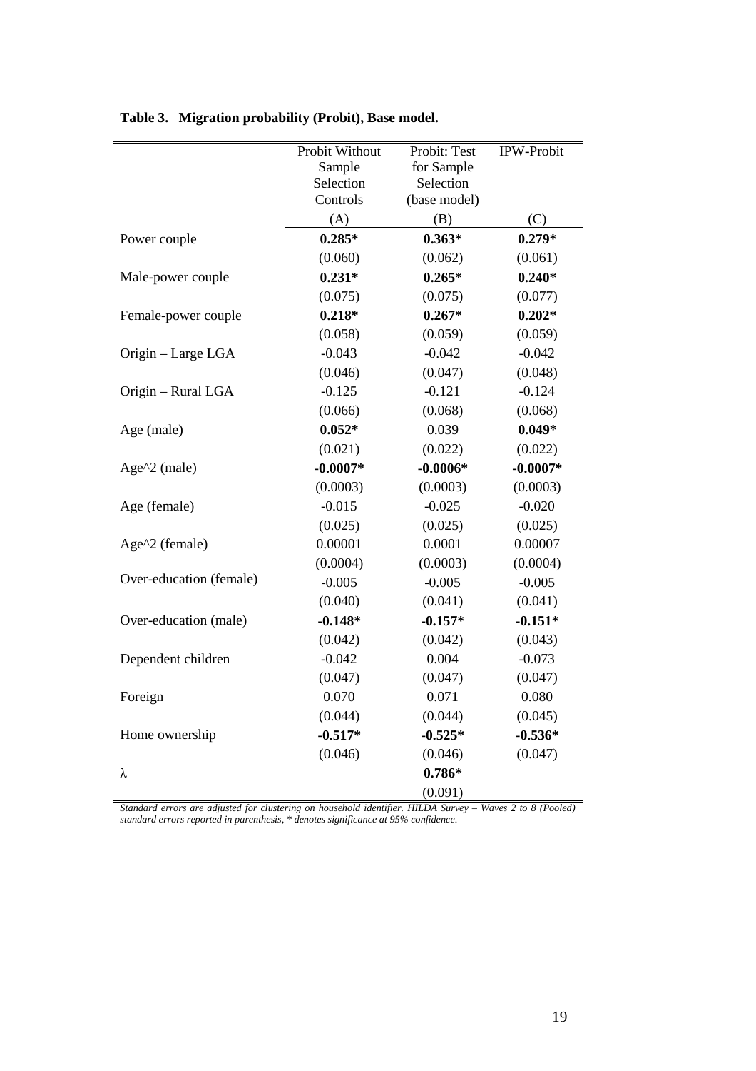**Table 3. Migration probability (Probit), Base model.**

| | Probit Without Sample Selection Controls | Probit: Test for Sample Selection (base model) | IPW-Probit |
|---|---|---|---|
| | (A) | (B) | (C) |
| Power couple | **0.285*** | **0.363*** | **0.279*** |
| | (0.060) | (0.062) | (0.061) |
| Male-power couple | **0.231*** | **0.265*** | **0.240*** |
| | (0.075) | (0.075) | (0.077) |
| Female-power couple | **0.218*** | **0.267*** | **0.202*** |
| | (0.058) | (0.059) | (0.059) |
| Origin – Large LGA | -0.043 | -0.042 | -0.042 |
| | (0.046) | (0.047) | (0.048) |
| Origin – Rural LGA | -0.125 | -0.121 | -0.124 |
| | (0.066) | (0.068) | (0.068) |
| Age (male) | **0.052*** | 0.039 | **0.049*** |
| | (0.021) | (0.022) | (0.022) |
| Age^2 (male) | **-0.0007*** | **-0.0006*** | **-0.0007*** |
| | (0.0003) | (0.0003) | (0.0003) |
| Age (female) | -0.015 | -0.025 | -0.020 |
| | (0.025) | (0.025) | (0.025) |
| Age^2 (female) | 0.00001 | 0.0001 | 0.00007 |
| | (0.0004) | (0.0003) | (0.0004) |
| Over-education (female) | -0.005 | -0.005 | -0.005 |
| | (0.040) | (0.041) | (0.041) |
| Over-education (male) | **-0.148*** | **-0.157*** | **-0.151*** |
| | (0.042) | (0.042) | (0.043) |
| Dependent children | -0.042 | 0.004 | -0.073 |
| | (0.047) | (0.047) | (0.047) |
| Foreign | 0.070 | 0.071 | 0.080 |
| | (0.044) | (0.044) | (0.045) |
| Home ownership | **-0.517*** | **-0.525*** | **-0.536*** |
| | (0.046) | (0.046) | (0.047) |
| λ | | **0.786*** | |
| | | (0.091) | |

*Standard errors are adjusted for clustering on household identifier. HILDA Survey – Waves 2 to 8 (Pooled) standard errors reported in parenthesis, * denotes significance at 95% confidence.*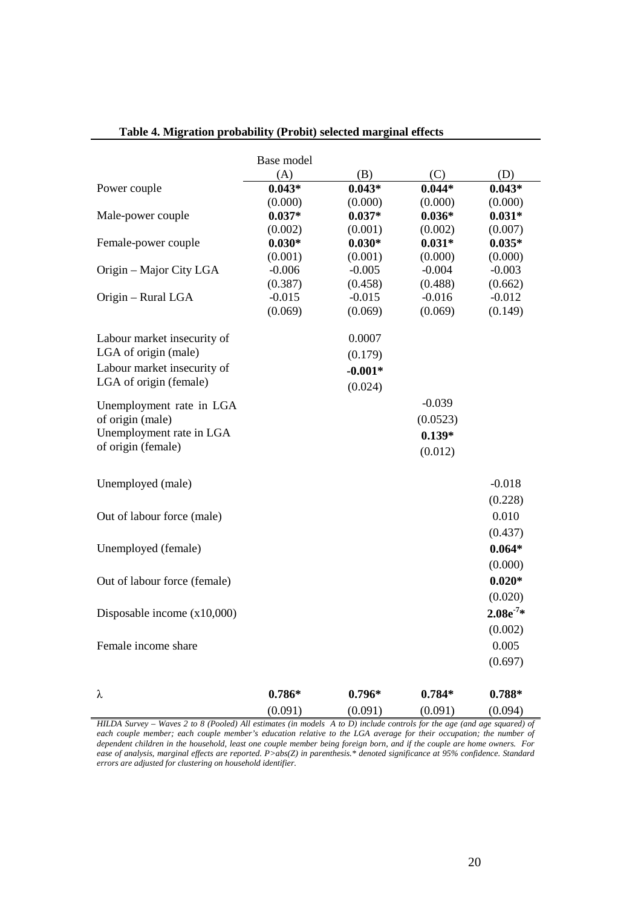**Table 4. Migration probability (Probit) selected marginal effects**

| | Base model (A) | (B) | (C) | (D) |
|---|---|---|---|---|
| Power couple | **0.043*** | **0.043*** | **0.044*** | **0.043*** |
| | (0.000) | (0.000) | (0.000) | (0.000) |
| Male-power couple | **0.037*** | **0.037*** | **0.036*** | **0.031*** |
| | (0.002) | (0.001) | (0.002) | (0.007) |
| Female-power couple | **0.030*** | **0.030*** | **0.031*** | **0.035*** |
| | (0.001) | (0.001) | (0.000) | (0.000) |
| Origin – Major City LGA | -0.006 | -0.005 | -0.004 | -0.003 |
| | (0.387) | (0.458) | (0.488) | (0.662) |
| Origin – Rural LGA | -0.015 | -0.015 | -0.016 | -0.012 |
| | (0.069) | (0.069) | (0.069) | (0.149) |
| Labour market insecurity of LGA of origin (male) | | 0.0007 | | |
| | | (0.179) | | |
| Labour market insecurity of LGA of origin (female) | | **-0.001*** | | |
| | | (0.024) | | |
| Unemployment rate in LGA of origin (male) | | | -0.039 | |
| | | | (0.0523) | |
| Unemployment rate in LGA of origin (female) | | | **0.139*** | |
| | | | (0.012) | |
| Unemployed (male) | | | | -0.018 |
| | | | | (0.228) |
| Out of labour force (male) | | | | 0.010 |
| | | | | (0.437) |
| Unemployed (female) | | | | **0.064*** |
| | | | | (0.000) |
| Out of labour force (female) | | | | **0.020*** |
| | | | | (0.020) |
| Disposable income (x10,000) | | | | **$2.08e^{-7}$*** |
| | | | | (0.002) |
| Female income share | | | | 0.005 |
| | | | | (0.697) |
| $\lambda$ | **0.786*** | **0.796*** | **0.784*** | **0.788*** |
| | (0.091) | (0.091) | (0.091) | (0.094) |

*HILDA Survey – Waves 2 to 8 (Pooled) All estimates (in models A to D) include controls for the age (and age squared) of each couple member; each couple member's education relative to the LGA average for their occupation; the number of dependent children in the household, least one couple member being foreign born, and if the couple are home owners. For ease of analysis, marginal effects are reported. P>abs(Z) in parenthesis.* denoted significance at 95% confidence. Standard errors are adjusted for clustering on household identifier.*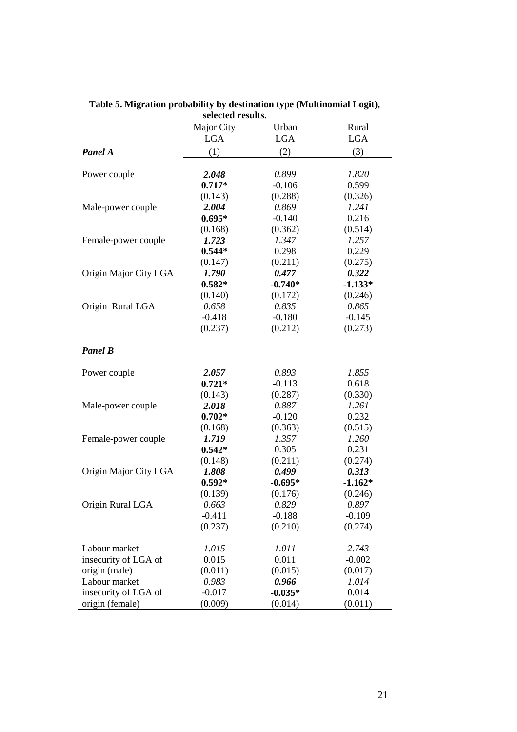**Table 5. Migration probability by destination type (Multinomial Logit), selected results.**

| | Major City LGA | Urban LGA | Rural LGA |
|---|---|---|---|
| ***Panel A*** | (1) | (2) | (3) |
| Power couple | ***2.048*** | *0.899* | *1.820* |
| | **0.717*** | -0.106 | 0.599 |
| | (0.143) | (0.288) | (0.326) |
| Male-power couple | ***2.004*** | *0.869* | *1.241* |
| | **0.695*** | -0.140 | 0.216 |
| | (0.168) | (0.362) | (0.514) |
| Female-power couple | ***1.723*** | *1.347* | *1.257* |
| | **0.544*** | 0.298 | 0.229 |
| | (0.147) | (0.211) | (0.275) |
| Origin Major City LGA | ***1.790*** | ***0.477*** | ***0.322*** |
| | **0.582*** | **-0.740*** | **-1.133*** |
| | (0.140) | (0.172) | (0.246) |
| Origin Rural LGA | *0.658* | *0.835* | *0.865* |
| | -0.418 | -0.180 | -0.145 |
| | (0.237) | (0.212) | (0.273) |
| ***Panel B*** | | | |
| Power couple | ***2.057*** | *0.893* | *1.855* |
| | **0.721*** | -0.113 | 0.618 |
| | (0.143) | (0.287) | (0.330) |
| Male-power couple | ***2.018*** | *0.887* | *1.261* |
| | **0.702*** | -0.120 | 0.232 |
| | (0.168) | (0.363) | (0.515) |
| Female-power couple | ***1.719*** | *1.357* | *1.260* |
| | **0.542*** | 0.305 | 0.231 |
| | (0.148) | (0.211) | (0.274) |
| Origin Major City LGA | ***1.808*** | ***0.499*** | ***0.313*** |
| | **0.592*** | **-0.695*** | **-1.162*** |
| | (0.139) | (0.176) | (0.246) |
| Origin Rural LGA | *0.663* | *0.829* | *0.897* |
| | -0.411 | -0.188 | -0.109 |
| | (0.237) | (0.210) | (0.274) |
| Labour market | *1.015* | *1.011* | *2.743* |
| insecurity of LGA of | 0.015 | 0.011 | -0.002 |
| origin (male) | (0.011) | (0.015) | (0.017) |
| Labour market | *0.983* | ***0.966*** | *1.014* |
| insecurity of LGA of | -0.017 | **-0.035*** | 0.014 |
| origin (female) | (0.009) | (0.014) | (0.011) |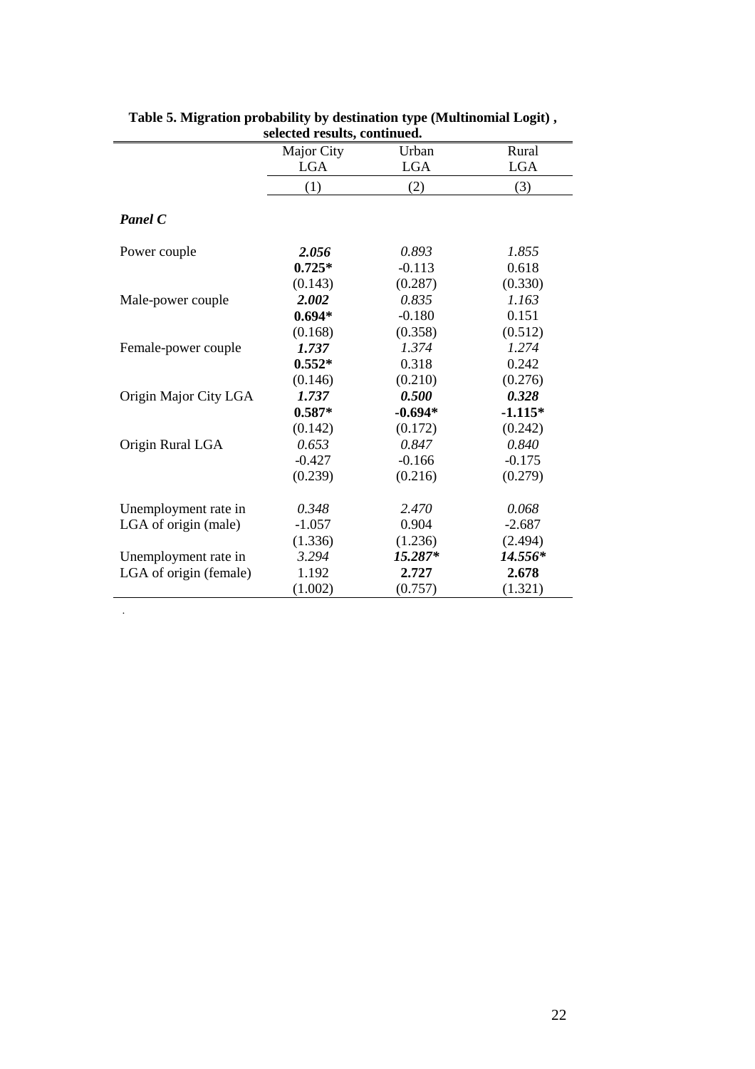**Table 5. Migration probability by destination type (Multinomial Logit), selected results, continued.**

| | Major City LGA | Urban LGA | Rural LGA |
|---|---|---|---|
| | (1) | (2) | (3) |
| ***Panel C*** | | | |
| Power couple | ***2.056*** | *0.893* | *1.855* |
| | **0.725*** | -0.113 | 0.618 |
| | (0.143) | (0.287) | (0.330) |
| Male-power couple | ***2.002*** | *0.835* | *1.163* |
| | **0.694*** | -0.180 | 0.151 |
| | (0.168) | (0.358) | (0.512) |
| Female-power couple | ***1.737*** | *1.374* | *1.274* |
| | **0.552*** | 0.318 | 0.242 |
| | (0.146) | (0.210) | (0.276) |
| Origin Major City LGA | ***1.737*** | ***0.500*** | ***0.328*** |
| | **0.587*** | **-0.694*** | **-1.115*** |
| | (0.142) | (0.172) | (0.242) |
| Origin Rural LGA | *0.653* | *0.847* | *0.840* |
| | -0.427 | -0.166 | -0.175 |
| | (0.239) | (0.216) | (0.279) |
| Unemployment rate in LGA of origin (male) | *0.348* | *2.470* | *0.068* |
| | -1.057 | 0.904 | -2.687 |
| | (1.336) | (1.236) | (2.494) |
| Unemployment rate in LGA of origin (female) | *3.294* | ***15.287**** | ***14.556**** |
| | 1.192 | **2.727** | **2.678** |
| | (1.002) | (0.757) | (1.321) |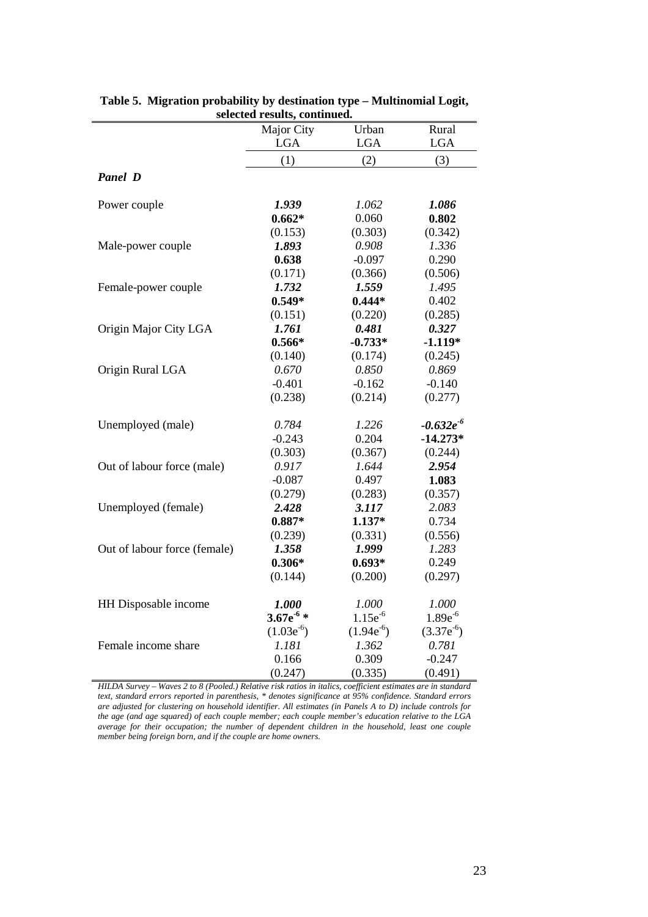**Table 5. Migration probability by destination type – Multinomial Logit, selected results, continued.**

| | Major City LGA | Urban LGA | Rural LGA |
|---|---|---|---|
| | (1) | (2) | (3) |
| ***Panel D*** | | | |
| Power couple | ***1.939*** | *1.062* | ***1.086*** |
| | **0.662*** | 0.060 | **0.802** |
| | (0.153) | (0.303) | (0.342) |
| Male-power couple | ***1.893*** | *0.908* | *1.336* |
| | **0.638** | -0.097 | 0.290 |
| | (0.171) | (0.366) | (0.506) |
| Female-power couple | ***1.732*** | ***1.559*** | *1.495* |
| | **0.549*** | **0.444*** | 0.402 |
| | (0.151) | (0.220) | (0.285) |
| Origin Major City LGA | ***1.761*** | ***0.481*** | ***0.327*** |
| | **0.566*** | **-0.733*** | **-1.119*** |
| | (0.140) | (0.174) | (0.245) |
| Origin Rural LGA | *0.670* | *0.850* | *0.869* |
| | -0.401 | -0.162 | -0.140 |
| | (0.238) | (0.214) | (0.277) |
| Unemployed (male) | *0.784* | *1.226* | ***-0.632e$^{-6}$*** |
| | -0.243 | 0.204 | **-14.273*** |
| | (0.303) | (0.367) | (0.244) |
| Out of labour force (male) | *0.917* | *1.644* | ***2.954*** |
| | -0.087 | 0.497 | **1.083** |
| | (0.279) | (0.283) | (0.357) |
| Unemployed (female) | ***2.428*** | ***3.117*** | *2.083* |
| | **0.887*** | **1.137*** | 0.734 |
| | (0.239) | (0.331) | (0.556) |
| Out of labour force (female) | ***1.358*** | ***1.999*** | *1.283* |
| | **0.306*** | **0.693*** | 0.249 |
| | (0.144) | (0.200) | (0.297) |
| HH Disposable income | ***1.000*** | *1.000* | *1.000* |
| | **3.67e$^{-6}$ *** | 1.15e$^{-6}$ | 1.89e$^{-6}$ |
| | (1.03e$^{-6}$) | (1.94e$^{-6}$) | (3.37e$^{-6}$) |
| Female income share | *1.181* | *1.362* | *0.781* |
| | 0.166 | 0.309 | -0.247 |
| | (0.247) | (0.335) | (0.491) |

*HILDA Survey – Waves 2 to 8 (Pooled.) Relative risk ratios in italics, coefficient estimates are in standard text, standard errors reported in parenthesis, * denotes significance at 95% confidence. Standard errors are adjusted for clustering on household identifier. All estimates (in Panels A to D) include controls for the age (and age squared) of each couple member; each couple member's education relative to the LGA average for their occupation; the number of dependent children in the household, least one couple member being foreign born, and if the couple are home owners.*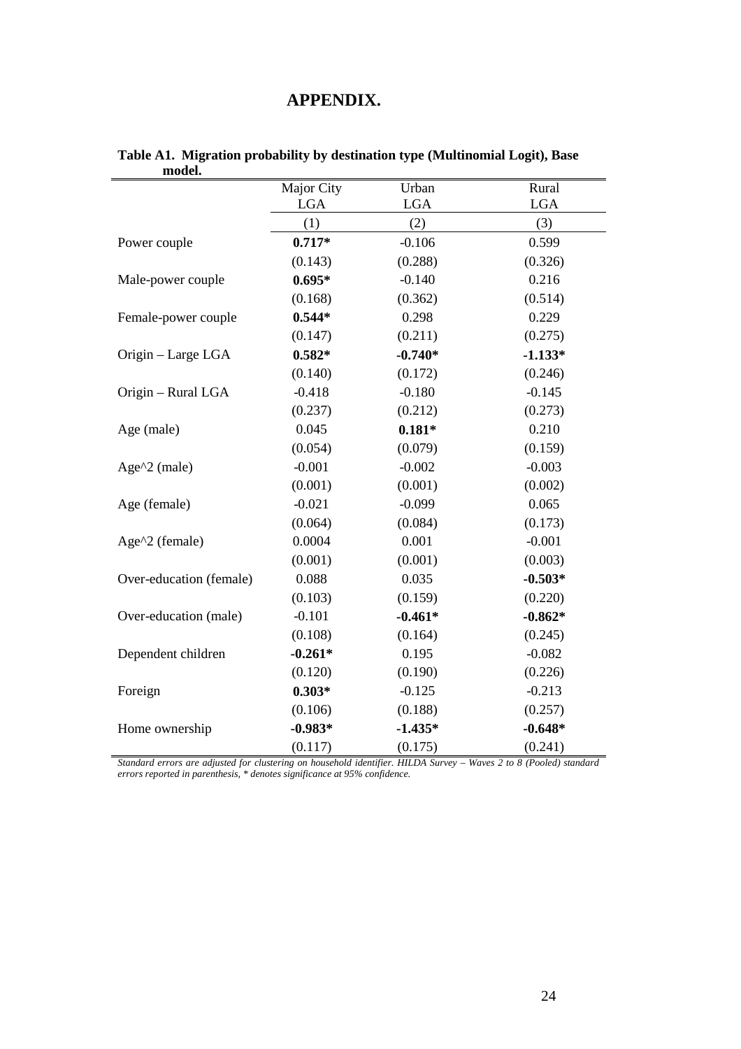# APPENDIX.

**Table A1. Migration probability by destination type (Multinomial Logit), Base model.**

| | Major City LGA | Urban LGA | Rural LGA |
|---|---|---|---|
| | (1) | (2) | (3) |
| Power couple | **0.717*** | -0.106 | 0.599 |
| | (0.143) | (0.288) | (0.326) |
| Male-power couple | **0.695*** | -0.140 | 0.216 |
| | (0.168) | (0.362) | (0.514) |
| Female-power couple | **0.544*** | 0.298 | 0.229 |
| | (0.147) | (0.211) | (0.275) |
| Origin – Large LGA | **0.582*** | **-0.740*** | **-1.133*** |
| | (0.140) | (0.172) | (0.246) |
| Origin – Rural LGA | -0.418 | -0.180 | -0.145 |
| | (0.237) | (0.212) | (0.273) |
| Age (male) | 0.045 | **0.181*** | 0.210 |
| | (0.054) | (0.079) | (0.159) |
| Age^2 (male) | -0.001 | -0.002 | -0.003 |
| | (0.001) | (0.001) | (0.002) |
| Age (female) | -0.021 | -0.099 | 0.065 |
| | (0.064) | (0.084) | (0.173) |
| Age^2 (female) | 0.0004 | 0.001 | -0.001 |
| | (0.001) | (0.001) | (0.003) |
| Over-education (female) | 0.088 | 0.035 | **-0.503*** |
| | (0.103) | (0.159) | (0.220) |
| Over-education (male) | -0.101 | **-0.461*** | **-0.862*** |
| | (0.108) | (0.164) | (0.245) |
| Dependent children | **-0.261*** | 0.195 | -0.082 |
| | (0.120) | (0.190) | (0.226) |
| Foreign | **0.303*** | -0.125 | -0.213 |
| | (0.106) | (0.188) | (0.257) |
| Home ownership | **-0.983*** | **-1.435*** | **-0.648*** |
| | (0.117) | (0.175) | (0.241) |

*Standard errors are adjusted for clustering on household identifier. HILDA Survey – Waves 2 to 8 (Pooled) standard errors reported in parenthesis, * denotes significance at 95% confidence.*